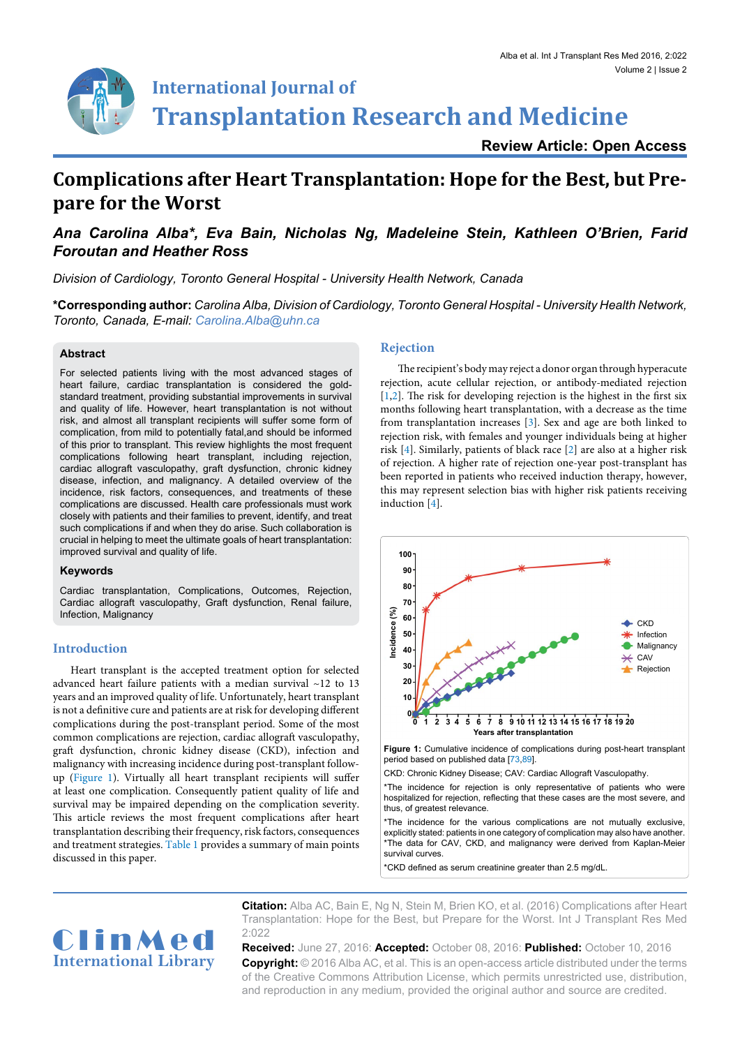# Complications after Heart Transplantation: Hope for the Best, but Prepare for the Worst

***Ana Carolina Alba\*, Eva Bain, Nicholas Ng, Madeleine Stein, Kathleen O'Brien, Farid Foroutan and Heather Ross***

*Division of Cardiology, Toronto General Hospital - University Health Network, Canada*

**\*Corresponding author:** *Carolina Alba, Division of Cardiology, Toronto General Hospital - University Health Network, Toronto, Canada, E-mail: Carolina.Alba@uhn.ca*

**Review Article: Open Access**

## Abstract

For selected patients living with the most advanced stages of heart failure, cardiac transplantation is considered the gold-standard treatment, providing substantial improvements in survival and quality of life. However, heart transplantation is not without risk, and almost all transplant recipients will suffer some form of complication, from mild to potentially fatal,and should be informed of this prior to transplant. This review highlights the most frequent complications following heart transplant, including rejection, cardiac allograft vasculopathy, graft dysfunction, chronic kidney disease, infection, and malignancy. A detailed overview of the incidence, risk factors, consequences, and treatments of these complications are discussed. Health care professionals must work closely with patients and their families to prevent, identify, and treat such complications if and when they do arise. Such collaboration is crucial in helping to meet the ultimate goals of heart transplantation: improved survival and quality of life.

### Keywords

Cardiac transplantation, Complications, Outcomes, Rejection, Cardiac allograft vasculopathy, Graft dysfunction, Renal failure, Infection, Malignancy

## Introduction

Heart transplant is the accepted treatment option for selected advanced heart failure patients with a median survival ~12 to 13 years and an improved quality of life. Unfortunately, heart transplant is not a definitive cure and patients are at risk for developing different complications during the post-transplant period. Some of the most common complications are rejection, cardiac allograft vasculopathy, graft dysfunction, chronic kidney disease (CKD), infection and malignancy with increasing incidence during post-transplant follow-up (Figure 1). Virtually all heart transplant recipients will suffer at least one complication. Consequently patient quality of life and survival may be impaired depending on the complication severity. This article reviews the most frequent complications after heart transplantation describing their frequency, risk factors, consequences and treatment strategies. Table 1 provides a summary of main points discussed in this paper.

## Rejection

The recipient's body may reject a donor organ through hyperacute rejection, acute cellular rejection, or antibody-mediated rejection [1,2]. The risk for developing rejection is the highest in the first six months following heart transplantation, with a decrease as the time from transplantation increases [3]. Sex and age are both linked to rejection risk, with females and younger individuals being at higher risk [4]. Similarly, patients of black race [2] are also at a higher risk of rejection. A higher rate of rejection one-year post-transplant has been reported in patients who received induction therapy, however, this may represent selection bias with higher risk patients receiving induction [4].

**Figure 1:** Cumulative incidence of complications during post-heart transplant period based on published data [73,89].

CKD: Chronic Kidney Disease; CAV: Cardiac Allograft Vasculopathy.

\*The incidence for rejection is only representative of patients who were hospitalized for rejection, reflecting that these cases are the most severe, and thus, of greatest relevance.

\*The incidence for the various complications are not mutually exclusive, explicitly stated: patients in one category of complication may also have another.

\*The data for CAV, CKD, and malignancy were derived from Kaplan-Meier survival curves.

\*CKD defined as serum creatinine greater than 2.5 mg/dL.

**Citation:** Alba AC, Bain E, Ng N, Stein M, Brien KO, et al. (2016) Complications after Heart Transplantation: Hope for the Best, but Prepare for the Worst. Int J Transplant Res Med 2:022

**Received:** June 27, 2016: **Accepted:** October 08, 2016: **Published:** October 10, 2016

**Copyright:** © 2016 Alba AC, et al. This is an open-access article distributed under the terms of the Creative Commons Attribution License, which permits unrestricted use, distribution, and reproduction in any medium, provided the original author and source are credited.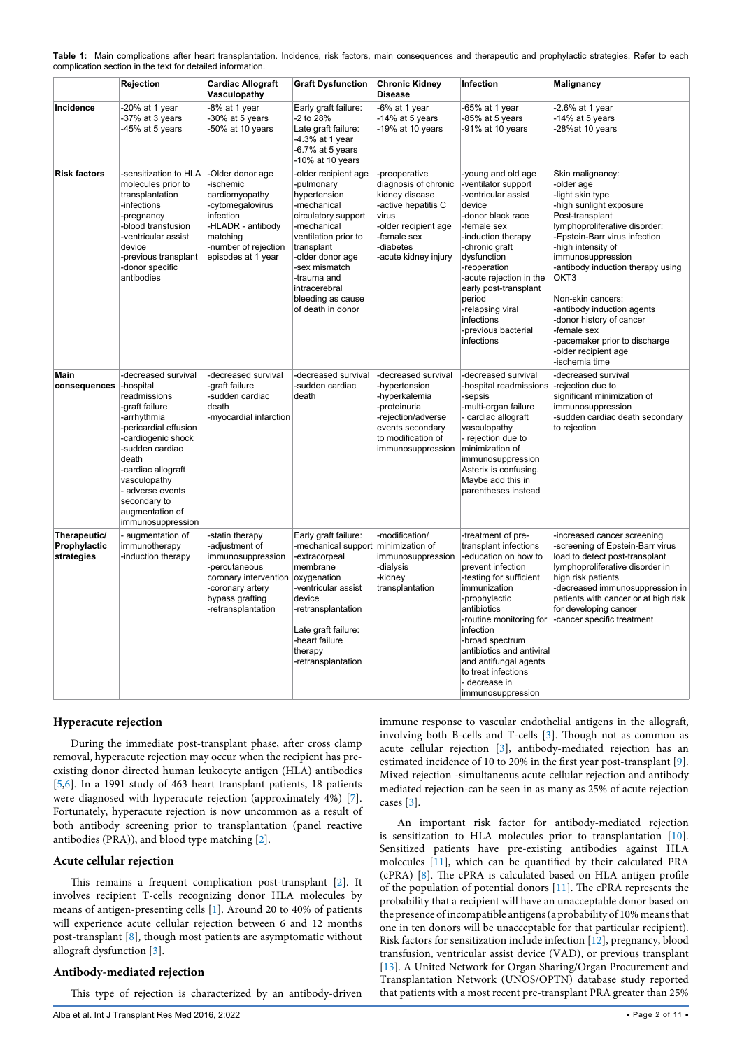**Table 1:** Main complications after heart transplantation. Incidence, risk factors, main consequences and therapeutic and prophylactic strategies. Refer to each complication section in the text for detailed information.

| | Rejection | Cardiac Allograft Vasculopathy | Graft Dysfunction | Chronic Kidney Disease | Infection | Malignancy |
|---|---|---|---|---|---|---|
| Incidence | -20% at 1 year<br>-37% at 3 years<br>-45% at 5 years | -8% at 1 year<br>-30% at 5 years<br>-50% at 10 years | Early graft failure:<br>-2 to 28%<br>Late graft failure:<br>-4.3% at 1 year<br>-6.7% at 5 years<br>-10% at 10 years | -6% at 1 year<br>-14% at 5 years<br>-19% at 10 years | -65% at 1 year<br>-85% at 5 years<br>-91% at 10 years | -2.6% at 1 year<br>-14% at 5 years<br>-28%at 10 years |
| Risk factors | -sensitization to HLA molecules prior to transplantation<br>-infections<br>-pregnancy<br>-blood transfusion<br>-ventricular assist device<br>-previous transplant<br>-donor specific antibodies | -Older donor age<br>-ischemic cardiomyopathy<br>-cytomegalovirus infection<br>-HLADR - antibody matching<br>-number of rejection episodes at 1 year | -older recipient age<br>-pulmonary hypertension<br>-mechanical circulatory support<br>-mechanical ventilation prior to transplant<br>-older donor age<br>-sex mismatch<br>-trauma and intracerebral bleeding as cause of death in donor | -preoperative diagnosis of chronic kidney disease<br>-active hepatitis C virus<br>-older recipient age<br>-female sex<br>-diabetes<br>-acute kidney injury | -young and old age<br>-ventilator support<br>-ventricular assist device<br>-donor black race<br>-female sex<br>-induction therapy<br>-chronic graft dysfunction<br>-reoperation<br>-acute rejection in the early post-transplant period<br>-relapsing viral infections<br>-previous bacterial infections | Skin malignancy:<br>-older age<br>-light skin type<br>-high sunlight exposure<br>Post-transplant lymphoproliferative disorder:<br>-Epstein-Barr virus infection<br>-high intensity of immunosuppression<br>-antibody induction therapy using OKT3<br><br>Non-skin cancers:<br>-antibody induction agents<br>-donor history of cancer<br>-female sex<br>-pacemaker prior to discharge<br>-older recipient age<br>-ischemia time |
| Main consequences | -decreased survival<br>-hospital readmissions<br>-graft failure<br>-arrhythmia<br>-pericardial effusion<br>-cardiogenic shock<br>-sudden cardiac death<br>-cardiac allograft vasculopathy<br>- adverse events secondary to augmentation of immunosuppression | -decreased survival<br>-graft failure<br>-sudden cardiac death<br>-myocardial infarction | -decreased survival<br>-sudden cardiac death | -decreased survival<br>-hypertension<br>-hyperkalemia<br>-proteinuria<br>-rejection/adverse events secondary to modification of immunosuppression | -decreased survival<br>-hospital readmissions<br>-sepsis<br>-multi-organ failure<br>- cardiac allograft vasculopathy<br>- rejection due to minimization of immunosuppression<br>Asterix is confusing. Maybe add this in parentheses instead | -decreased survival<br>-rejection due to significant minimization of immunosuppression<br>-sudden cardiac death secondary to rejection |
| Therapeutic/ Prophylactic strategies | - augmentation of immunotherapy<br>-induction therapy | -statin therapy<br>-adjustment of immunosuppression<br>-percutaneous coronary intervention<br>-coronary artery bypass grafting<br>-retransplantation | Early graft failure:<br>-mechanical support<br>-extracorpeal membrane oxygenation<br>-ventricular assist device<br>-retransplantation<br><br>Late graft failure:<br>-heart failure therapy<br>-retransplantation | -modification/ minimization of immunosuppression<br>-dialysis<br>-kidney transplantation | -treatment of pre-transplant infections<br>-education on how to prevent infection<br>-testing for sufficient immunization<br>-prophylactic antibiotics<br>-routine monitoring for infection<br>-broad spectrum antibiotics and antiviral and antifungal agents to treat infections<br>- decrease in immunosuppression | -increased cancer screening<br>-screening of Epstein-Barr virus load to detect post-transplant lymphoproliferative disorder in high risk patients<br>-decreased immunosuppression in patients with cancer or at high risk for developing cancer<br>-cancer specific treatment |

### Hyperacute rejection

During the immediate post-transplant phase, after cross clamp removal, hyperacute rejection may occur when the recipient has pre-existing donor directed human leukocyte antigen (HLA) antibodies [5,6]. In a 1991 study of 463 heart transplant patients, 18 patients were diagnosed with hyperacute rejection (approximately 4%) [7]. Fortunately, hyperacute rejection is now uncommon as a result of both antibody screening prior to transplantation (panel reactive antibodies (PRA)), and blood type matching [2].

### Acute cellular rejection

This remains a frequent complication post-transplant [2]. It involves recipient T-cells recognizing donor HLA molecules by means of antigen-presenting cells [1]. Around 20 to 40% of patients will experience acute cellular rejection between 6 and 12 months post-transplant [8], though most patients are asymptomatic without allograft dysfunction [3].

### Antibody-mediated rejection

This type of rejection is characterized by an antibody-driven immune response to vascular endothelial antigens in the allograft, involving both B-cells and T-cells [3]. Though not as common as acute cellular rejection [3], antibody-mediated rejection has an estimated incidence of 10 to 20% in the first year post-transplant [9]. Mixed rejection -simultaneous acute cellular rejection and antibody mediated rejection-can be seen in as many as 25% of acute rejection cases [3].

An important risk factor for antibody-mediated rejection is sensitization to HLA molecules prior to transplantation [10]. Sensitized patients have pre-existing antibodies against HLA molecules [11], which can be quantified by their calculated PRA (cPRA) [8]. The cPRA is calculated based on HLA antigen profile of the population of potential donors [11]. The cPRA represents the probability that a recipient will have an unacceptable donor based on the presence of incompatible antigens (a probability of 10% means that one in ten donors will be unacceptable for that particular recipient). Risk factors for sensitization include infection [12], pregnancy, blood transfusion, ventricular assist device (VAD), or previous transplant [13]. A United Network for Organ Sharing/Organ Procurement and Transplantation Network (UNOS/OPTN) database study reported that patients with a most recent pre-transplant PRA greater than 25%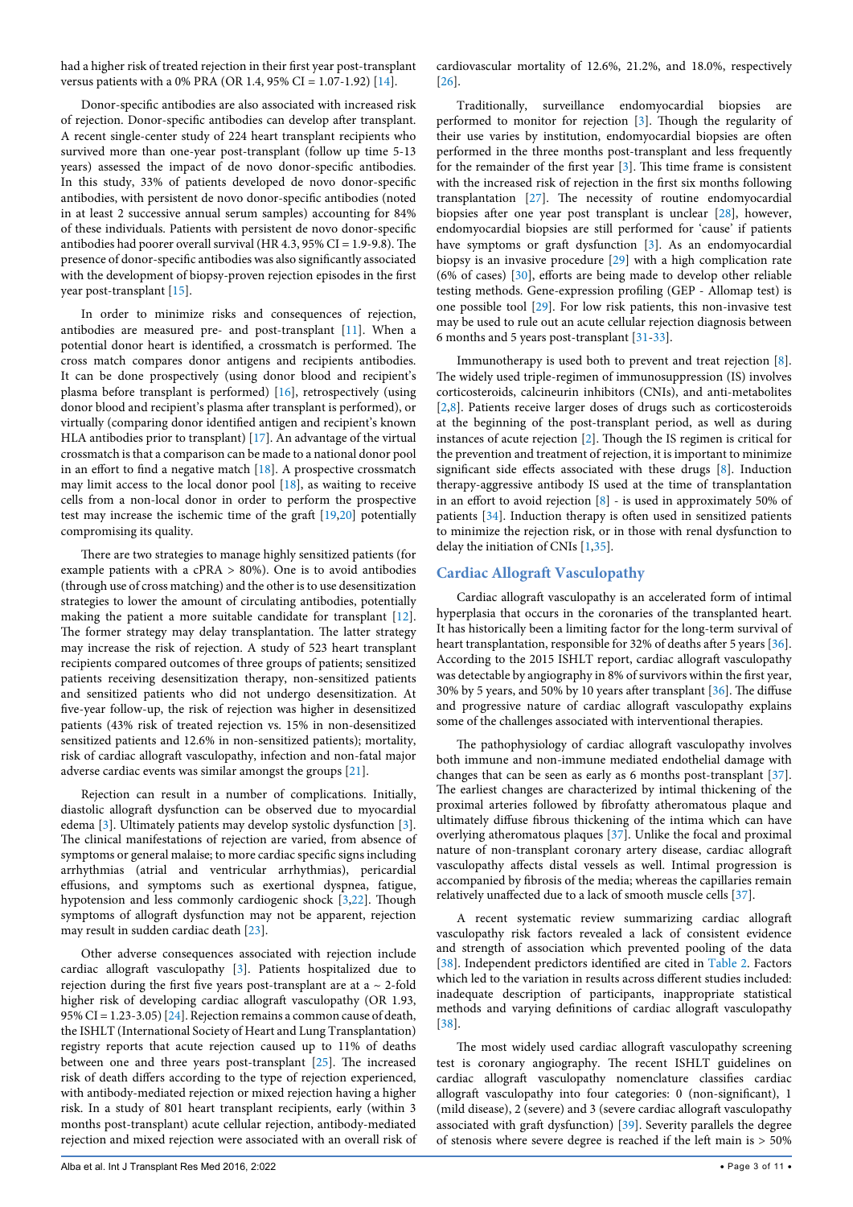had a higher risk of treated rejection in their first year post-transplant versus patients with a 0% PRA (OR 1.4, 95% CI = 1.07-1.92) [14].

Donor-specific antibodies are also associated with increased risk of rejection. Donor-specific antibodies can develop after transplant. A recent single-center study of 224 heart transplant recipients who survived more than one-year post-transplant (follow up time 5-13 years) assessed the impact of de novo donor-specific antibodies. In this study, 33% of patients developed de novo donor-specific antibodies, with persistent de novo donor-specific antibodies (noted in at least 2 successive annual serum samples) accounting for 84% of these individuals. Patients with persistent de novo donor-specific antibodies had poorer overall survival (HR 4.3, 95% CI = 1.9-9.8). The presence of donor-specific antibodies was also significantly associated with the development of biopsy-proven rejection episodes in the first year post-transplant [15].

In order to minimize risks and consequences of rejection, antibodies are measured pre- and post-transplant [11]. When a potential donor heart is identified, a crossmatch is performed. The cross match compares donor antigens and recipients antibodies. It can be done prospectively (using donor blood and recipient's plasma before transplant is performed) [16], retrospectively (using donor blood and recipient's plasma after transplant is performed), or virtually (comparing donor identified antigen and recipient's known HLA antibodies prior to transplant) [17]. An advantage of the virtual crossmatch is that a comparison can be made to a national donor pool in an effort to find a negative match [18]. A prospective crossmatch may limit access to the local donor pool [18], as waiting to receive cells from a non-local donor in order to perform the prospective test may increase the ischemic time of the graft [19,20] potentially compromising its quality.

There are two strategies to manage highly sensitized patients (for example patients with a cPRA > 80%). One is to avoid antibodies (through use of cross matching) and the other is to use desensitization strategies to lower the amount of circulating antibodies, potentially making the patient a more suitable candidate for transplant [12]. The former strategy may delay transplantation. The latter strategy may increase the risk of rejection. A study of 523 heart transplant recipients compared outcomes of three groups of patients; sensitized patients receiving desensitization therapy, non-sensitized patients and sensitized patients who did not undergo desensitization. At five-year follow-up, the risk of rejection was higher in desensitized patients (43% risk of treated rejection vs. 15% in non-desensitized sensitized patients and 12.6% in non-sensitized patients); mortality, risk of cardiac allograft vasculopathy, infection and non-fatal major adverse cardiac events was similar amongst the groups [21].

Rejection can result in a number of complications. Initially, diastolic allograft dysfunction can be observed due to myocardial edema [3]. Ultimately patients may develop systolic dysfunction [3]. The clinical manifestations of rejection are varied, from absence of symptoms or general malaise; to more cardiac specific signs including arrhythmias (atrial and ventricular arrhythmias), pericardial effusions, and symptoms such as exertional dyspnea, fatigue, hypotension and less commonly cardiogenic shock [3,22]. Though symptoms of allograft dysfunction may not be apparent, rejection may result in sudden cardiac death [23].

Other adverse consequences associated with rejection include cardiac allograft vasculopathy [3]. Patients hospitalized due to rejection during the first five years post-transplant are at a ~ 2-fold higher risk of developing cardiac allograft vasculopathy (OR 1.93, 95% CI = 1.23-3.05) [24]. Rejection remains a common cause of death, the ISHLT (International Society of Heart and Lung Transplantation) registry reports that acute rejection caused up to 11% of deaths between one and three years post-transplant [25]. The increased risk of death differs according to the type of rejection experienced, with antibody-mediated rejection or mixed rejection having a higher risk. In a study of 801 heart transplant recipients, early (within 3 months post-transplant) acute cellular rejection, antibody-mediated rejection and mixed rejection were associated with an overall risk of cardiovascular mortality of 12.6%, 21.2%, and 18.0%, respectively [26].

Traditionally, surveillance endomyocardial biopsies are performed to monitor for rejection [3]. Though the regularity of their use varies by institution, endomyocardial biopsies are often performed in the three months post-transplant and less frequently for the remainder of the first year [3]. This time frame is consistent with the increased risk of rejection in the first six months following transplantation [27]. The necessity of routine endomyocardial biopsies after one year post transplant is unclear [28], however, endomyocardial biopsies are still performed for 'cause' if patients have symptoms or graft dysfunction [3]. As an endomyocardial biopsy is an invasive procedure [29] with a high complication rate (6% of cases) [30], efforts are being made to develop other reliable testing methods. Gene-expression profiling (GEP - Allomap test) is one possible tool [29]. For low risk patients, this non-invasive test may be used to rule out an acute cellular rejection diagnosis between 6 months and 5 years post-transplant [31-33].

Immunotherapy is used both to prevent and treat rejection [8]. The widely used triple-regimen of immunosuppression (IS) involves corticosteroids, calcineurin inhibitors (CNIs), and anti-metabolites [2,8]. Patients receive larger doses of drugs such as corticosteroids at the beginning of the post-transplant period, as well as during instances of acute rejection [2]. Though the IS regimen is critical for the prevention and treatment of rejection, it is important to minimize significant side effects associated with these drugs [8]. Induction therapy-aggressive antibody IS used at the time of transplantation in an effort to avoid rejection [8] - is used in approximately 50% of patients [34]. Induction therapy is often used in sensitized patients to minimize the rejection risk, or in those with renal dysfunction to delay the initiation of CNIs [1,35].

## Cardiac Allograft Vasculopathy

Cardiac allograft vasculopathy is an accelerated form of intimal hyperplasia that occurs in the coronaries of the transplanted heart. It has historically been a limiting factor for the long-term survival of heart transplantation, responsible for 32% of deaths after 5 years [36]. According to the 2015 ISHLT report, cardiac allograft vasculopathy was detectable by angiography in 8% of survivors within the first year, 30% by 5 years, and 50% by 10 years after transplant [36]. The diffuse and progressive nature of cardiac allograft vasculopathy explains some of the challenges associated with interventional therapies.

The pathophysiology of cardiac allograft vasculopathy involves both immune and non-immune mediated endothelial damage with changes that can be seen as early as 6 months post-transplant [37]. The earliest changes are characterized by intimal thickening of the proximal arteries followed by fibrofatty atheromatous plaque and ultimately diffuse fibrous thickening of the intima which can have overlying atheromatous plaques [37]. Unlike the focal and proximal nature of non-transplant coronary artery disease, cardiac allograft vasculopathy affects distal vessels as well. Intimal progression is accompanied by fibrosis of the media; whereas the capillaries remain relatively unaffected due to a lack of smooth muscle cells [37].

A recent systematic review summarizing cardiac allograft vasculopathy risk factors revealed a lack of consistent evidence and strength of association which prevented pooling of the data [38]. Independent predictors identified are cited in Table 2. Factors which led to the variation in results across different studies included: inadequate description of participants, inappropriate statistical methods and varying definitions of cardiac allograft vasculopathy [38].

The most widely used cardiac allograft vasculopathy screening test is coronary angiography. The recent ISHLT guidelines on cardiac allograft vasculopathy nomenclature classifies cardiac allograft vasculopathy into four categories: 0 (non-significant), 1 (mild disease), 2 (severe) and 3 (severe cardiac allograft vasculopathy associated with graft dysfunction) [39]. Severity parallels the degree of stenosis where severe degree is reached if the left main is > 50%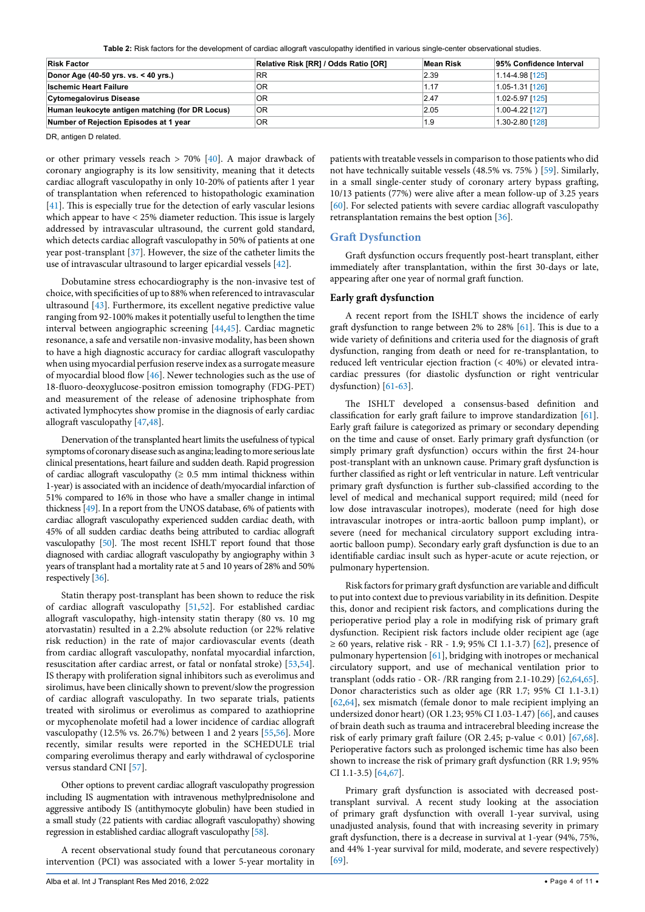**Table 2:** Risk factors for the development of cardiac allograft vasculopathy identified in various single-center observational studies.

| Risk Factor | Relative Risk [RR] / Odds Ratio [OR] | Mean Risk | 95% Confidence Interval |
|---|---|---|---|
| **Donor Age (40-50 yrs. vs. < 40 yrs.)** | RR | 2.39 | 1.14-4.98 [125] |
| **Ischemic Heart Failure** | OR | 1.17 | 1.05-1.31 [126] |
| **Cytomegalovirus Disease** | OR | 2.47 | 1.02-5.97 [125] |
| **Human leukocyte antigen matching (for DR Locus)** | OR | 2.05 | 1.00-4.22 [127] |
| **Number of Rejection Episodes at 1 year** | OR | 1.9 | 1.30-2.80 [128] |

DR, antigen D related.

or other primary vessels reach > 70% [40]. A major drawback of coronary angiography is its low sensitivity, meaning that it detects cardiac allograft vasculopathy in only 10-20% of patients after 1 year of transplantation when referenced to histopathologic examination [41]. This is especially true for the detection of early vascular lesions which appear to have < 25% diameter reduction. This issue is largely addressed by intravascular ultrasound, the current gold standard, which detects cardiac allograft vasculopathy in 50% of patients at one year post-transplant [37]. However, the size of the catheter limits the use of intravascular ultrasound to larger epicardial vessels [42].

Dobutamine stress echocardiography is the non-invasive test of choice, with specificities of up to 88% when referenced to intravascular ultrasound [43]. Furthermore, its excellent negative predictive value ranging from 92-100% makes it potentially useful to lengthen the time interval between angiographic screening [44,45]. Cardiac magnetic resonance, a safe and versatile non-invasive modality, has been shown to have a high diagnostic accuracy for cardiac allograft vasculopathy when using myocardial perfusion reserve index as a surrogate measure of myocardial blood flow [46]. Newer technologies such as the use of 18-fluoro-deoxyglucose-positron emission tomography (FDG-PET) and measurement of the release of adenosine triphosphate from activated lymphocytes show promise in the diagnosis of early cardiac allograft vasculopathy [47,48].

Denervation of the transplanted heart limits the usefulness of typical symptoms of coronary disease such as angina; leading to more serious late clinical presentations, heart failure and sudden death. Rapid progression of cardiac allograft vasculopathy (≥ 0.5 mm intimal thickness within 1-year) is associated with an incidence of death/myocardial infarction of 51% compared to 16% in those who have a smaller change in intimal thickness [49]. In a report from the UNOS database, 6% of patients with cardiac allograft vasculopathy experienced sudden cardiac death, with 45% of all sudden cardiac deaths being attributed to cardiac allograft vasculopathy [50]. The most recent ISHLT report found that those diagnosed with cardiac allograft vasculopathy by angiography within 3 years of transplant had a mortality rate at 5 and 10 years of 28% and 50% respectively [36].

Statin therapy post-transplant has been shown to reduce the risk of cardiac allograft vasculopathy [51,52]. For established cardiac allograft vasculopathy, high-intensity statin therapy (80 vs. 10 mg atorvastatin) resulted in a 2.2% absolute reduction (or 22% relative risk reduction) in the rate of major cardiovascular events (death from cardiac allograft vasculopathy, nonfatal myocardial infarction, resuscitation after cardiac arrest, or fatal or nonfatal stroke) [53,54]. IS therapy with proliferation signal inhibitors such as everolimus and sirolimus, have been clinically shown to prevent/slow the progression of cardiac allograft vasculopathy. In two separate trials, patients treated with sirolimus or everolimus as compared to azathioprine or mycophenolate mofetil had a lower incidence of cardiac allograft vasculopathy (12.5% vs. 26.7%) between 1 and 2 years [55,56]. More recently, similar results were reported in the SCHEDULE trial comparing everolimus therapy and early withdrawal of cyclosporine versus standard CNI [57].

Other options to prevent cardiac allograft vasculopathy progression including IS augmentation with intravenous methylprednisolone and aggressive antibody IS (antithymocyte globulin) have been studied in a small study (22 patients with cardiac allograft vasculopathy) showing regression in established cardiac allograft vasculopathy [58].

A recent observational study found that percutaneous coronary intervention (PCI) was associated with a lower 5-year mortality in patients with treatable vessels in comparison to those patients who did not have technically suitable vessels (48.5% vs. 75% ) [59]. Similarly, in a small single-center study of coronary artery bypass grafting, 10/13 patients (77%) were alive after a mean follow-up of 3.25 years [60]. For selected patients with severe cardiac allograft vasculopathy retransplantation remains the best option [36].

## Graft Dysfunction

Graft dysfunction occurs frequently post-heart transplant, either immediately after transplantation, within the first 30-days or late, appearing after one year of normal graft function.

### Early graft dysfunction

A recent report from the ISHLT shows the incidence of early graft dysfunction to range between 2% to 28% [61]. This is due to a wide variety of definitions and criteria used for the diagnosis of graft dysfunction, ranging from death or need for re-transplantation, to reduced left ventricular ejection fraction (< 40%) or elevated intra-cardiac pressures (for diastolic dysfunction or right ventricular dysfunction) [61-63].

The ISHLT developed a consensus-based definition and classification for early graft failure to improve standardization [61]. Early graft failure is categorized as primary or secondary depending on the time and cause of onset. Early primary graft dysfunction (or simply primary graft dysfunction) occurs within the first 24-hour post-transplant with an unknown cause. Primary graft dysfunction is further classified as right or left ventricular in nature. Left ventricular primary graft dysfunction is further sub-classified according to the level of medical and mechanical support required; mild (need for low dose intravascular inotropes), moderate (need for high dose intravascular inotropes or intra-aortic balloon pump implant), or severe (need for mechanical circulatory support excluding intra-aortic balloon pump). Secondary early graft dysfunction is due to an identifiable cardiac insult such as hyper-acute or acute rejection, or pulmonary hypertension.

Risk factors for primary graft dysfunction are variable and difficult to put into context due to previous variability in its definition. Despite this, donor and recipient risk factors, and complications during the perioperative period play a role in modifying risk of primary graft dysfunction. Recipient risk factors include older recipient age (age ≥ 60 years, relative risk - RR - 1.9; 95% CI 1.1-3.7) [62], presence of pulmonary hypertension [61], bridging with inotropes or mechanical circulatory support, and use of mechanical ventilation prior to transplant (odds ratio - OR- /RR ranging from 2.1-10.29) [62,64,65]. Donor characteristics such as older age (RR 1.7; 95% CI 1.1-3.1) [62,64], sex mismatch (female donor to male recipient implying an undersized donor heart) (OR 1.23; 95% CI 1.03-1.47) [66], and causes of brain death such as trauma and intracerebral bleeding increase the risk of early primary graft failure (OR 2.45; p-value < 0.01) [67,68]. Perioperative factors such as prolonged ischemic time has also been shown to increase the risk of primary graft dysfunction (RR 1.9; 95% CI 1.1-3.5) [64,67].

Primary graft dysfunction is associated with decreased post-transplant survival. A recent study looking at the association of primary graft dysfunction with overall 1-year survival, using unadjusted analysis, found that with increasing severity in primary graft dysfunction, there is a decrease in survival at 1-year (94%, 75%, and 44% 1-year survival for mild, moderate, and severe respectively) [69].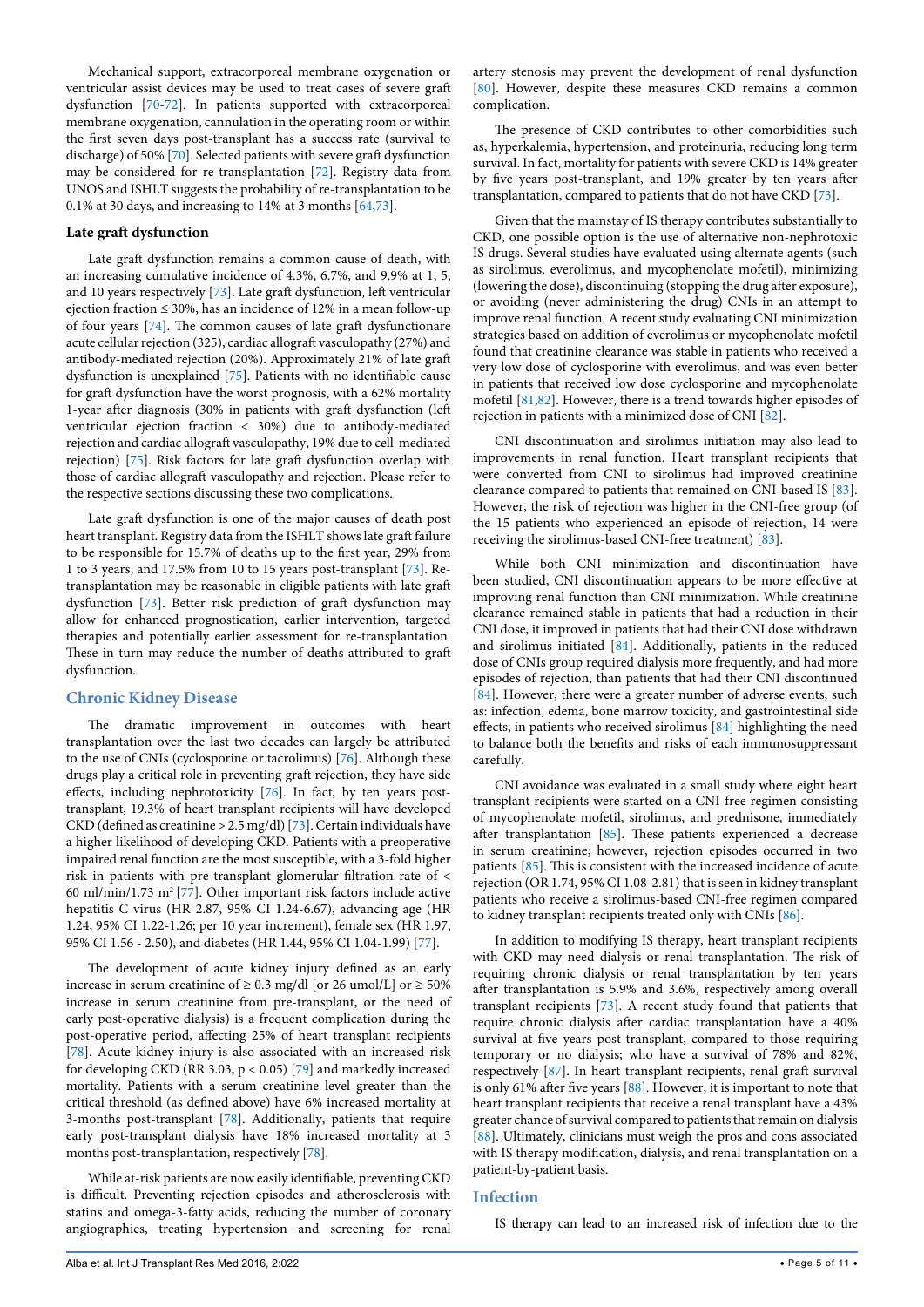Mechanical support, extracorporeal membrane oxygenation or ventricular assist devices may be used to treat cases of severe graft dysfunction [70-72]. In patients supported with extracorporeal membrane oxygenation, cannulation in the operating room or within the first seven days post-transplant has a success rate (survival to discharge) of 50% [70]. Selected patients with severe graft dysfunction may be considered for re-transplantation [72]. Registry data from UNOS and ISHLT suggests the probability of re-transplantation to be 0.1% at 30 days, and increasing to 14% at 3 months [64,73].

**Late graft dysfunction**

Late graft dysfunction remains a common cause of death, with an increasing cumulative incidence of 4.3%, 6.7%, and 9.9% at 1, 5, and 10 years respectively [73]. Late graft dysfunction, left ventricular ejection fraction ≤ 30%, has an incidence of 12% in a mean follow-up of four years [74]. The common causes of late graft dysfunctionare acute cellular rejection (325), cardiac allograft vasculopathy (27%) and antibody-mediated rejection (20%). Approximately 21% of late graft dysfunction is unexplained [75]. Patients with no identifiable cause for graft dysfunction have the worst prognosis, with a 62% mortality 1-year after diagnosis (30% in patients with graft dysfunction (left ventricular ejection fraction < 30%) due to antibody-mediated rejection and cardiac allograft vasculopathy, 19% due to cell-mediated rejection) [75]. Risk factors for late graft dysfunction overlap with those of cardiac allograft vasculopathy and rejection. Please refer to the respective sections discussing these two complications.

Late graft dysfunction is one of the major causes of death post heart transplant. Registry data from the ISHLT shows late graft failure to be responsible for 15.7% of deaths up to the first year, 29% from 1 to 3 years, and 17.5% from 10 to 15 years post-transplant [73]. Re-transplantation may be reasonable in eligible patients with late graft dysfunction [73]. Better risk prediction of graft dysfunction may allow for enhanced prognostication, earlier intervention, targeted therapies and potentially earlier assessment for re-transplantation. These in turn may reduce the number of deaths attributed to graft dysfunction.

## Chronic Kidney Disease

The dramatic improvement in outcomes with heart transplantation over the last two decades can largely be attributed to the use of CNIs (cyclosporine or tacrolimus) [76]. Although these drugs play a critical role in preventing graft rejection, they have side effects, including nephrotoxicity [76]. In fact, by ten years post-transplant, 19.3% of heart transplant recipients will have developed CKD (defined as creatinine > 2.5 mg/dl) [73]. Certain individuals have a higher likelihood of developing CKD. Patients with a preoperative impaired renal function are the most susceptible, with a 3-fold higher risk in patients with pre-transplant glomerular filtration rate of < 60 ml/min/1.73 m$^2$ [77]. Other important risk factors include active hepatitis C virus (HR 2.87, 95% CI 1.24-6.67), advancing age (HR 1.24, 95% CI 1.22-1.26; per 10 year increment), female sex (HR 1.97, 95% CI 1.56 - 2.50), and diabetes (HR 1.44, 95% CI 1.04-1.99) [77].

The development of acute kidney injury defined as an early increase in serum creatinine of ≥ 0.3 mg/dl [or 26 umol/L] or ≥ 50% increase in serum creatinine from pre-transplant, or the need of early post-operative dialysis) is a frequent complication during the post-operative period, affecting 25% of heart transplant recipients [78]. Acute kidney injury is also associated with an increased risk for developing CKD (RR 3.03, $p < 0.05$) [79] and markedly increased mortality. Patients with a serum creatinine level greater than the critical threshold (as defined above) have 6% increased mortality at 3-months post-transplant [78]. Additionally, patients that require early post-transplant dialysis have 18% increased mortality at 3 months post-transplantation, respectively [78].

While at-risk patients are now easily identifiable, preventing CKD is difficult. Preventing rejection episodes and atherosclerosis with statins and omega-3-fatty acids, reducing the number of coronary angiographies, treating hypertension and screening for renal artery stenosis may prevent the development of renal dysfunction [80]. However, despite these measures CKD remains a common complication.

The presence of CKD contributes to other comorbidities such as, hyperkalemia, hypertension, and proteinuria, reducing long term survival. In fact, mortality for patients with severe CKD is 14% greater by five years post-transplant, and 19% greater by ten years after transplantation, compared to patients that do not have CKD [73].

Given that the mainstay of IS therapy contributes substantially to CKD, one possible option is the use of alternative non-nephrotoxic IS drugs. Several studies have evaluated using alternate agents (such as sirolimus, everolimus, and mycophenolate mofetil), minimizing (lowering the dose), discontinuing (stopping the drug after exposure), or avoiding (never administering the drug) CNIs in an attempt to improve renal function. A recent study evaluating CNI minimization strategies based on addition of everolimus or mycophenolate mofetil found that creatinine clearance was stable in patients who received a very low dose of cyclosporine with everolimus, and was even better in patients that received low dose cyclosporine and mycophenolate mofetil [81,82]. However, there is a trend towards higher episodes of rejection in patients with a minimized dose of CNI [82].

CNI discontinuation and sirolimus initiation may also lead to improvements in renal function. Heart transplant recipients that were converted from CNI to sirolimus had improved creatinine clearance compared to patients that remained on CNI-based IS [83]. However, the risk of rejection was higher in the CNI-free group (of the 15 patients who experienced an episode of rejection, 14 were receiving the sirolimus-based CNI-free treatment) [83].

While both CNI minimization and discontinuation have been studied, CNI discontinuation appears to be more effective at improving renal function than CNI minimization. While creatinine clearance remained stable in patients that had a reduction in their CNI dose, it improved in patients that had their CNI dose withdrawn and sirolimus initiated [84]. Additionally, patients in the reduced dose of CNIs group required dialysis more frequently, and had more episodes of rejection, than patients that had their CNI discontinued [84]. However, there were a greater number of adverse events, such as: infection, edema, bone marrow toxicity, and gastrointestinal side effects, in patients who received sirolimus [84] highlighting the need to balance both the benefits and risks of each immunosuppressant carefully.

CNI avoidance was evaluated in a small study where eight heart transplant recipients were started on a CNI-free regimen consisting of mycophenolate mofetil, sirolimus, and prednisone, immediately after transplantation [85]. These patients experienced a decrease in serum creatinine; however, rejection episodes occurred in two patients [85]. This is consistent with the increased incidence of acute rejection (OR 1.74, 95% CI 1.08-2.81) that is seen in kidney transplant patients who receive a sirolimus-based CNI-free regimen compared to kidney transplant recipients treated only with CNIs [86].

In addition to modifying IS therapy, heart transplant recipients with CKD may need dialysis or renal transplantation. The risk of requiring chronic dialysis or renal transplantation by ten years after transplantation is 5.9% and 3.6%, respectively among overall transplant recipients [73]. A recent study found that patients that require chronic dialysis after cardiac transplantation have a 40% survival at five years post-transplant, compared to those requiring temporary or no dialysis; who have a survival of 78% and 82%, respectively [87]. In heart transplant recipients, renal graft survival is only 61% after five years [88]. However, it is important to note that heart transplant recipients that receive a renal transplant have a 43% greater chance of survival compared to patients that remain on dialysis [88]. Ultimately, clinicians must weigh the pros and cons associated with IS therapy modification, dialysis, and renal transplantation on a patient-by-patient basis.

## Infection

IS therapy can lead to an increased risk of infection due to the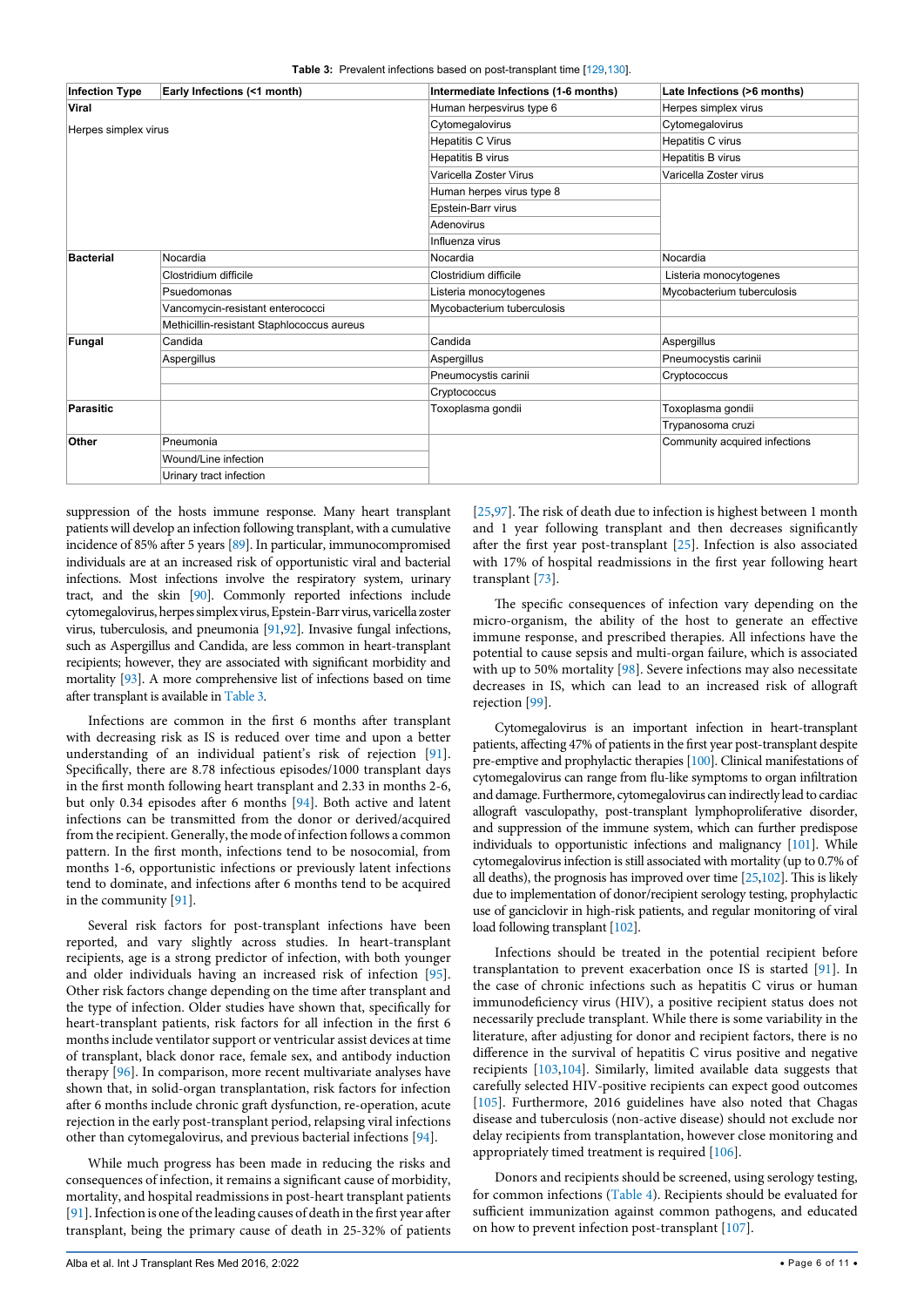**Table 3:** Prevalent infections based on post-transplant time [129,130].

| Infection Type | Early Infections (<1 month) | Intermediate Infections (1-6 months) | Late Infections (>6 months) |
|---|---|---|---|
| **Viral** | | Human herpesvirus type 6 | Herpes simplex virus |
| Herpes simplex virus | | Cytomegalovirus | Cytomegalovirus |
| | | Hepatitis C Virus | Hepatitis C virus |
| | | Hepatitis B virus | Hepatitis B virus |
| | | Varicella Zoster Virus | Varicella Zoster virus |
| | | Human herpes virus type 8 | |
| | | Epstein-Barr virus | |
| | | Adenovirus | |
| | | Influenza virus | |
| **Bacterial** | Nocardia | Nocardia | Nocardia |
| | Clostridium difficile | Clostridium difficile | Listeria monocytogenes |
| | Psuedomonas | Listeria monocytogenes | Mycobacterium tuberculosis |
| | Vancomycin-resistant enterococci | Mycobacterium tuberculosis | |
| | Methicillin-resistant Staphlococcus aureus | | |
| **Fungal** | Candida | Candida | Aspergillus |
| | Aspergillus | Aspergillus | Pneumocystis carinii |
| | | Pneumocystis carinii | Cryptococcus |
| | | Cryptococcus | |
| **Parasitic** | | Toxoplasma gondii | Toxoplasma gondii |
| | | | Trypanosoma cruzi |
| **Other** | Pneumonia | | Community acquired infections |
| | Wound/Line infection | | |
| | Urinary tract infection | | |

suppression of the hosts immune response. Many heart transplant patients will develop an infection following transplant, with a cumulative incidence of 85% after 5 years [89]. In particular, immunocompromised individuals are at an increased risk of opportunistic viral and bacterial infections. Most infections involve the respiratory system, urinary tract, and the skin [90]. Commonly reported infections include cytomegalovirus, herpes simplex virus, Epstein-Barr virus, varicella zoster virus, tuberculosis, and pneumonia [91,92]. Invasive fungal infections, such as Aspergillus and Candida, are less common in heart-transplant recipients; however, they are associated with significant morbidity and mortality [93]. A more comprehensive list of infections based on time after transplant is available in Table 3.

Infections are common in the first 6 months after transplant with decreasing risk as IS is reduced over time and upon a better understanding of an individual patient's risk of rejection [91]. Specifically, there are 8.78 infectious episodes/1000 transplant days in the first month following heart transplant and 2.33 in months 2-6, but only 0.34 episodes after 6 months [94]. Both active and latent infections can be transmitted from the donor or derived/acquired from the recipient. Generally, the mode of infection follows a common pattern. In the first month, infections tend to be nosocomial, from months 1-6, opportunistic infections or previously latent infections tend to dominate, and infections after 6 months tend to be acquired in the community [91].

Several risk factors for post-transplant infections have been reported, and vary slightly across studies. In heart-transplant recipients, age is a strong predictor of infection, with both younger and older individuals having an increased risk of infection [95]. Other risk factors change depending on the time after transplant and the type of infection. Older studies have shown that, specifically for heart-transplant patients, risk factors for all infection in the first 6 months include ventilator support or ventricular assist devices at time of transplant, black donor race, female sex, and antibody induction therapy [96]. In comparison, more recent multivariate analyses have shown that, in solid-organ transplantation, risk factors for infection after 6 months include chronic graft dysfunction, re-operation, acute rejection in the early post-transplant period, relapsing viral infections other than cytomegalovirus, and previous bacterial infections [94].

While much progress has been made in reducing the risks and consequences of infection, it remains a significant cause of morbidity, mortality, and hospital readmissions in post-heart transplant patients [91]. Infection is one of the leading causes of death in the first year after transplant, being the primary cause of death in 25-32% of patients [25,97]. The risk of death due to infection is highest between 1 month and 1 year following transplant and then decreases significantly after the first year post-transplant [25]. Infection is also associated with 17% of hospital readmissions in the first year following heart transplant [73].

The specific consequences of infection vary depending on the micro-organism, the ability of the host to generate an effective immune response, and prescribed therapies. All infections have the potential to cause sepsis and multi-organ failure, which is associated with up to 50% mortality [98]. Severe infections may also necessitate decreases in IS, which can lead to an increased risk of allograft rejection [99].

Cytomegalovirus is an important infection in heart-transplant patients, affecting 47% of patients in the first year post-transplant despite pre-emptive and prophylactic therapies [100]. Clinical manifestations of cytomegalovirus can range from flu-like symptoms to organ infiltration and damage. Furthermore, cytomegalovirus can indirectly lead to cardiac allograft vasculopathy, post-transplant lymphoproliferative disorder, and suppression of the immune system, which can further predispose individuals to opportunistic infections and malignancy [101]. While cytomegalovirus infection is still associated with mortality (up to 0.7% of all deaths), the prognosis has improved over time [25,102]. This is likely due to implementation of donor/recipient serology testing, prophylactic use of ganciclovir in high-risk patients, and regular monitoring of viral load following transplant [102].

Infections should be treated in the potential recipient before transplantation to prevent exacerbation once IS is started [91]. In the case of chronic infections such as hepatitis C virus or human immunodeficiency virus (HIV), a positive recipient status does not necessarily preclude transplant. While there is some variability in the literature, after adjusting for donor and recipient factors, there is no difference in the survival of hepatitis C virus positive and negative recipients [103,104]. Similarly, limited available data suggests that carefully selected HIV-positive recipients can expect good outcomes [105]. Furthermore, 2016 guidelines have also noted that Chagas disease and tuberculosis (non-active disease) should not exclude nor delay recipients from transplantation, however close monitoring and appropriately timed treatment is required [106].

Donors and recipients should be screened, using serology testing, for common infections (Table 4). Recipients should be evaluated for sufficient immunization against common pathogens, and educated on how to prevent infection post-transplant [107].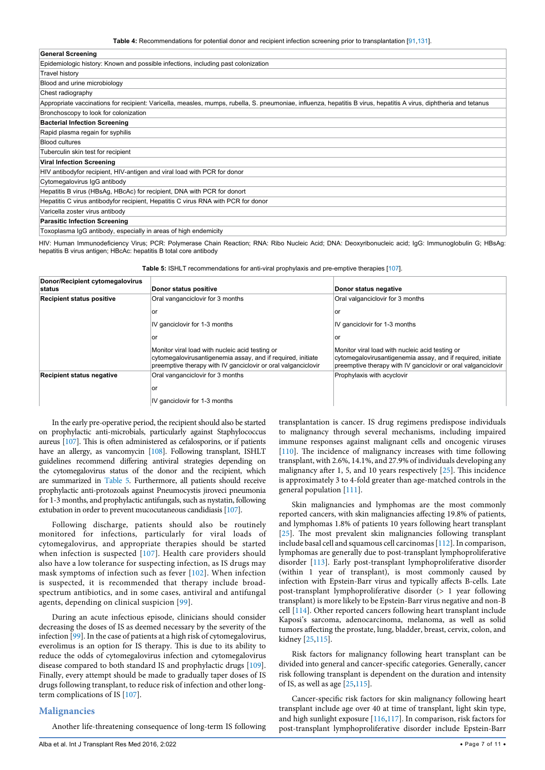Table 4: Recommendations for potential donor and recipient infection screening prior to transplantation [91,131].

| General Screening |
|---|
| Epidemiologic history: Known and possible infections, including past colonization |
| Travel history |
| Blood and urine microbiology |
| Chest radiography |
| Appropriate vaccinations for recipient: Varicella, measles, mumps, rubella, S. pneumoniae, influenza, hepatitis B virus, hepatitis A virus, diphtheria and tetanus |
| Bronchoscopy to look for colonization |
| **Bacterial Infection Screening** |
| Rapid plasma regain for syphilis |
| Blood cultures |
| Tuberculin skin test for recipient |
| **Viral Infection Screening** |
| HIV antibodyfor recipient, HIV-antigen and viral load with PCR for donor |
| Cytomegalovirus IgG antibody |
| Hepatitis B virus (HBsAg, HBcAc) for recipient, DNA with PCR for donort |
| Hepatitis C virus antibodyfor recipient, Hepatitis C virus RNA with PCR for donor |
| Varicella zoster virus antibody |
| **Parasitic Infection Screening** |
| Toxoplasma IgG antibody, especially in areas of high endemicity |

HIV: Human Immunodeficiency Virus; PCR: Polymerase Chain Reaction; RNA: Ribo Nucleic Acid; DNA: Deoxyribonucleic acid; IgG: Immunoglobulin G; HBsAg: hepatitis B virus antigen; HBcAc: hepatitis B total core antibody

Table 5: ISHLT recommendations for anti-viral prophylaxis and pre-emptive therapies [107].

| Donor/Recipient cytomegalovirus status | Donor status positive | Donor status negative |
|---|---|---|
| **Recipient status positive** | Oral vanganciclovir for 3 months<br>or<br>IV ganciclovir for 1-3 months<br>or<br>Monitor viral load with nucleic acid testing or cytomegalovirusantigenemia assay, and if required, initiate preemptive therapy with IV ganciclovir or oral valganciclovir | Oral valganciclovir for 3 months<br>or<br>IV ganciclovir for 1-3 months<br>or<br>Monitor viral load with nucleic acid testing or cytomegalovirusantigenemia assay, and if required, initiate preemptive therapy with IV ganciclovir or oral valganciclovir |
| **Recipient status negative** | Oral vanganciclovir for 3 months<br>or<br>IV ganciclovir for 1-3 months | Prophylaxis with acyclovir |

In the early pre-operative period, the recipient should also be started on prophylactic anti-microbials, particularly against Staphylococcus aureus [107]. This is often administered as cefalosporins, or if patients have an allergy, as vancomycin [108]. Following transplant, ISHLT guidelines recommend differing antiviral strategies depending on the cytomegalovirus status of the donor and the recipient, which are summarized in Table 5. Furthermore, all patients should receive prophylactic anti-protozoals against Pneumocystis jiroveci pneumonia for 1-3 months, and prophylactic antifungals, such as nystatin, following extubation in order to prevent mucocutaneous candidiasis [107].

Following discharge, patients should also be routinely monitored for infections, particularly for viral loads of cytomegalovirus, and appropriate therapies should be started when infection is suspected [107]. Health care providers should also have a low tolerance for suspecting infection, as IS drugs may mask symptoms of infection such as fever [102]. When infection is suspected, it is recommended that therapy include broad-spectrum antibiotics, and in some cases, antiviral and antifungal agents, depending on clinical suspicion [99].

During an acute infectious episode, clinicians should consider decreasing the doses of IS as deemed necessary by the severity of the infection [99]. In the case of patients at a high risk of cytomegalovirus, everolimus is an option for IS therapy. This is due to its ability to reduce the odds of cytomegalovirus infection and cytomegalovirus disease compared to both standard IS and prophylactic drugs [109]. Finally, every attempt should be made to gradually taper doses of IS drugs following transplant, to reduce risk of infection and other long-term complications of IS [107].

## Malignancies

Another life-threatening consequence of long-term IS following transplantation is cancer. IS drug regimens predispose individuals to malignancy through several mechanisms, including impaired immune responses against malignant cells and oncogenic viruses [110]. The incidence of malignancy increases with time following transplant, with 2.6%, 14.1%, and 27.9% of individuals developing any malignancy after 1, 5, and 10 years respectively [25]. This incidence is approximately 3 to 4-fold greater than age-matched controls in the general population [111].

Skin malignancies and lymphomas are the most commonly reported cancers, with skin malignancies affecting 19.8% of patients, and lymphomas 1.8% of patients 10 years following heart transplant [25]. The most prevalent skin malignancies following transplant include basal cell and squamous cell carcinomas [112]. In comparison, lymphomas are generally due to post-transplant lymphoproliferative disorder [113]. Early post-transplant lymphoproliferative disorder (within 1 year of transplant), is most commonly caused by infection with Epstein-Barr virus and typically affects B-cells. Late post-transplant lymphoproliferative disorder (> 1 year following transplant) is more likely to be Epstein-Barr virus negative and non-B cell [114]. Other reported cancers following heart transplant include Kaposi's sarcoma, adenocarcinoma, melanoma, as well as solid tumors affecting the prostate, lung, bladder, breast, cervix, colon, and kidney [25,115].

Risk factors for malignancy following heart transplant can be divided into general and cancer-specific categories. Generally, cancer risk following transplant is dependent on the duration and intensity of IS, as well as age [25,115].

Cancer-specific risk factors for skin malignancy following heart transplant include age over 40 at time of transplant, light skin type, and high sunlight exposure [116,117]. In comparison, risk factors for post-transplant lymphoproliferative disorder include Epstein-Barr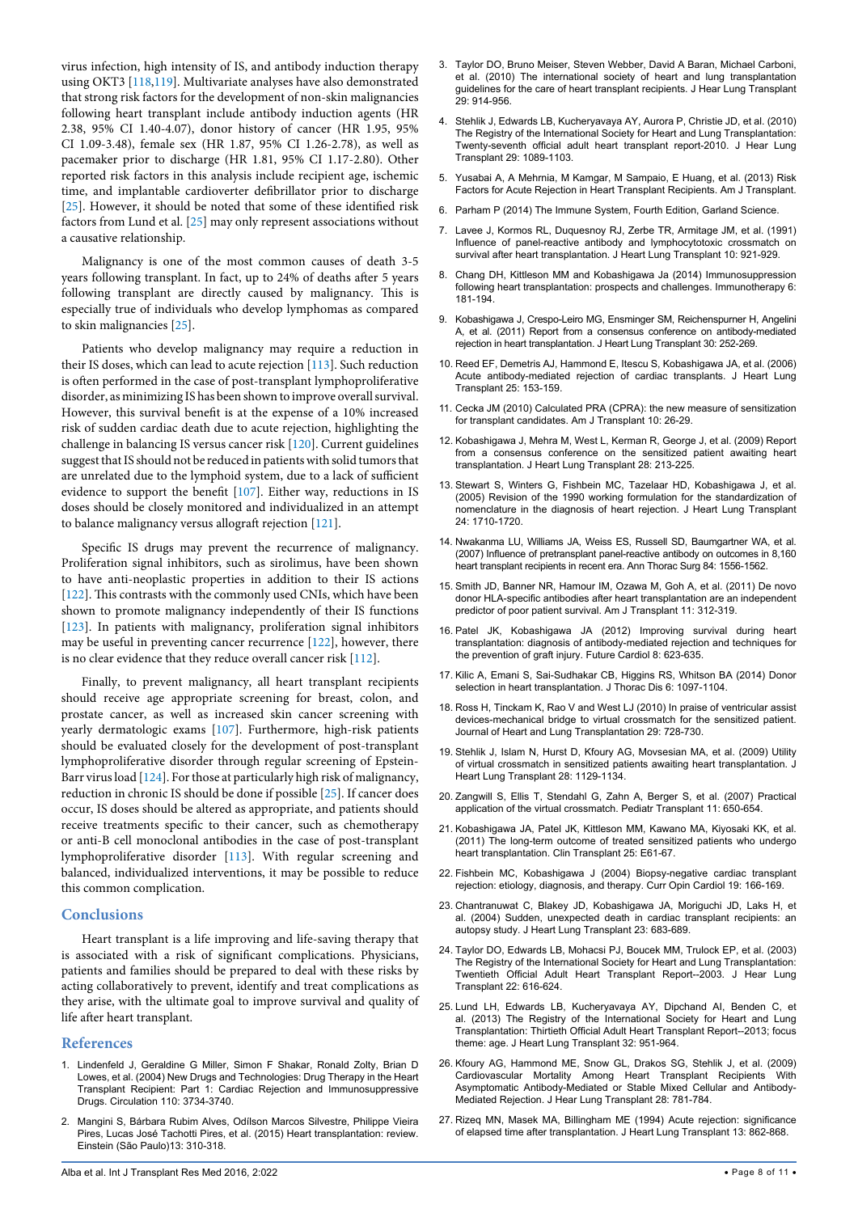virus infection, high intensity of IS, and antibody induction therapy using OKT3 [118,119]. Multivariate analyses have also demonstrated that strong risk factors for the development of non-skin malignancies following heart transplant include antibody induction agents (HR 2.38, 95% CI 1.40-4.07), donor history of cancer (HR 1.95, 95% CI 1.09-3.48), female sex (HR 1.87, 95% CI 1.26-2.78), as well as pacemaker prior to discharge (HR 1.81, 95% CI 1.17-2.80). Other reported risk factors in this analysis include recipient age, ischemic time, and implantable cardioverter defibrillator prior to discharge [25]. However, it should be noted that some of these identified risk factors from Lund et al. [25] may only represent associations without a causative relationship.

Malignancy is one of the most common causes of death 3-5 years following transplant. In fact, up to 24% of deaths after 5 years following transplant are directly caused by malignancy. This is especially true of individuals who develop lymphomas as compared to skin malignancies [25].

Patients who develop malignancy may require a reduction in their IS doses, which can lead to acute rejection [113]. Such reduction is often performed in the case of post-transplant lymphoproliferative disorder, as minimizing IS has been shown to improve overall survival. However, this survival benefit is at the expense of a 10% increased risk of sudden cardiac death due to acute rejection, highlighting the challenge in balancing IS versus cancer risk [120]. Current guidelines suggest that IS should not be reduced in patients with solid tumors that are unrelated due to the lymphoid system, due to a lack of sufficient evidence to support the benefit [107]. Either way, reductions in IS doses should be closely monitored and individualized in an attempt to balance malignancy versus allograft rejection [121].

Specific IS drugs may prevent the recurrence of malignancy. Proliferation signal inhibitors, such as sirolimus, have been shown to have anti-neoplastic properties in addition to their IS actions [122]. This contrasts with the commonly used CNIs, which have been shown to promote malignancy independently of their IS functions [123]. In patients with malignancy, proliferation signal inhibitors may be useful in preventing cancer recurrence [122], however, there is no clear evidence that they reduce overall cancer risk [112].

Finally, to prevent malignancy, all heart transplant recipients should receive age appropriate screening for breast, colon, and prostate cancer, as well as increased skin cancer screening with yearly dermatologic exams [107]. Furthermore, high-risk patients should be evaluated closely for the development of post-transplant lymphoproliferative disorder through regular screening of Epstein-Barr virus load [124]. For those at particularly high risk of malignancy, reduction in chronic IS should be done if possible [25]. If cancer does occur, IS doses should be altered as appropriate, and patients should receive treatments specific to their cancer, such as chemotherapy or anti-B cell monoclonal antibodies in the case of post-transplant lymphoproliferative disorder [113]. With regular screening and balanced, individualized interventions, it may be possible to reduce this common complication.

## Conclusions

Heart transplant is a life improving and life-saving therapy that is associated with a risk of significant complications. Physicians, patients and families should be prepared to deal with these risks by acting collaboratively to prevent, identify and treat complications as they arise, with the ultimate goal to improve survival and quality of life after heart transplant.

## References

1. Lindenfeld J, Geraldine G Miller, Simon F Shakar, Ronald Zolty, Brian D Lowes, et al. (2004) New Drugs and Technologies: Drug Therapy in the Heart Transplant Recipient: Part 1: Cardiac Rejection and Immunosuppressive Drugs. Circulation 110: 3734-3740.
2. Mangini S, Bárbara Rubim Alves, Odílson Marcos Silvestre, Philippe Vieira Pires, Lucas José Tachotti Pires, et al. (2015) Heart transplantation: review. Einstein (São Paulo)13: 310-318.
3. Taylor DO, Bruno Meiser, Steven Webber, David A Baran, Michael Carboni, et al. (2010) The international society of heart and lung transplantation guidelines for the care of heart transplant recipients. J Hear Lung Transplant 29: 914-956.
4. Stehlik J, Edwards LB, Kucheryavaya AY, Aurora P, Christie JD, et al. (2010) The Registry of the International Society for Heart and Lung Transplantation: Twenty-seventh official adult heart transplant report-2010. J Hear Lung Transplant 29: 1089-1103.
5. Yusabai A, A Mehrnia, M Kamgar, M Sampaio, E Huang, et al. (2013) Risk Factors for Acute Rejection in Heart Transplant Recipients. Am J Transplant.
6. Parham P (2014) The Immune System, Fourth Edition, Garland Science.
7. Lavee J, Kormos RL, Duquesnoy RJ, Zerbe TR, Armitage JM, et al. (1991) Influence of panel-reactive antibody and lymphocytotoxic crossmatch on survival after heart transplantation. J Heart Lung Transplant 10: 921-929.
8. Chang DH, Kittleson MM and Kobashigawa Ja (2014) Immunosuppression following heart transplantation: prospects and challenges. Immunotherapy 6: 181-194.
9. Kobashigawa J, Crespo-Leiro MG, Ensminger SM, Reichenspurner H, Angelini A, et al. (2011) Report from a consensus conference on antibody-mediated rejection in heart transplantation. J Heart Lung Transplant 30: 252-269.
10. Reed EF, Demetris AJ, Hammond E, Itescu S, Kobashigawa JA, et al. (2006) Acute antibody-mediated rejection of cardiac transplants. J Heart Lung Transplant 25: 153-159.
11. Cecka JM (2010) Calculated PRA (CPRA): the new measure of sensitization for transplant candidates. Am J Transplant 10: 26-29.
12. Kobashigawa J, Mehra M, West L, Kerman R, George J, et al. (2009) Report from a consensus conference on the sensitized patient awaiting heart transplantation. J Heart Lung Transplant 28: 213-225.
13. Stewart S, Winters G, Fishbein MC, Tazelaar HD, Kobashigawa J, et al. (2005) Revision of the 1990 working formulation for the standardization of nomenclature in the diagnosis of heart rejection. J Heart Lung Transplant 24: 1710-1720.
14. Nwakanma LU, Williams JA, Weiss ES, Russell SD, Baumgartner WA, et al. (2007) Influence of pretransplant panel-reactive antibody on outcomes in 8,160 heart transplant recipients in recent era. Ann Thorac Surg 84: 1556-1562.
15. Smith JD, Banner NR, Hamour IM, Ozawa M, Goh A, et al. (2011) De novo donor HLA-specific antibodies after heart transplantation are an independent predictor of poor patient survival. Am J Transplant 11: 312-319.
16. Patel JK, Kobashigawa JA (2012) Improving survival during heart transplantation: diagnosis of antibody-mediated rejection and techniques for the prevention of graft injury. Future Cardiol 8: 623-635.
17. Kilic A, Emani S, Sai-Sudhakar CB, Higgins RS, Whitson BA (2014) Donor selection in heart transplantation. J Thorac Dis 6: 1097-1104.
18. Ross H, Tinckam K, Rao V and West LJ (2010) In praise of ventricular assist devices-mechanical bridge to virtual crossmatch for the sensitized patient. Journal of Heart and Lung Transplantation 29: 728-730.
19. Stehlik J, Islam N, Hurst D, Kfoury AG, Movsesian MA, et al. (2009) Utility of virtual crossmatch in sensitized patients awaiting heart transplantation. J Heart Lung Transplant 28: 1129-1134.
20. Zangwill S, Ellis T, Stendahl G, Zahn A, Berger S, et al. (2007) Practical application of the virtual crossmatch. Pediatr Transplant 11: 650-654.
21. Kobashigawa JA, Patel JK, Kittleson MM, Kawano MA, Kiyosaki KK, et al. (2011) The long-term outcome of treated sensitized patients who undergo heart transplantation. Clin Transplant 25: E61-67.
22. Fishbein MC, Kobashigawa J (2004) Biopsy-negative cardiac transplant rejection: etiology, diagnosis, and therapy. Curr Opin Cardiol 19: 166-169.
23. Chantranuwat C, Blakey JD, Kobashigawa JA, Moriguchi JD, Laks H, et al. (2004) Sudden, unexpected death in cardiac transplant recipients: an autopsy study. J Heart Lung Transplant 23: 683-689.
24. Taylor DO, Edwards LB, Mohacsi PJ, Boucek MM, Trulock EP, et al. (2003) The Registry of the International Society for Heart and Lung Transplantation: Twentieth Official Adult Heart Transplant Report--2003. J Hear Lung Transplant 22: 616-624.
25. Lund LH, Edwards LB, Kucheryavaya AY, Dipchand AI, Benden C, et al. (2013) The Registry of the International Society for Heart and Lung Transplantation: Thirtieth Official Adult Heart Transplant Report--2013; focus theme: age. J Heart Lung Transplant 32: 951-964.
26. Kfoury AG, Hammond ME, Snow GL, Drakos SG, Stehlik J, et al. (2009) Cardiovascular Mortality Among Heart Transplant Recipients With Asymptomatic Antibody-Mediated or Stable Mixed Cellular and Antibody-Mediated Rejection. J Hear Lung Transplant 28: 781-784.
27. Rizeq MN, Masek MA, Billingham ME (1994) Acute rejection: significance of elapsed time after transplantation. J Heart Lung Transplant 13: 862-868.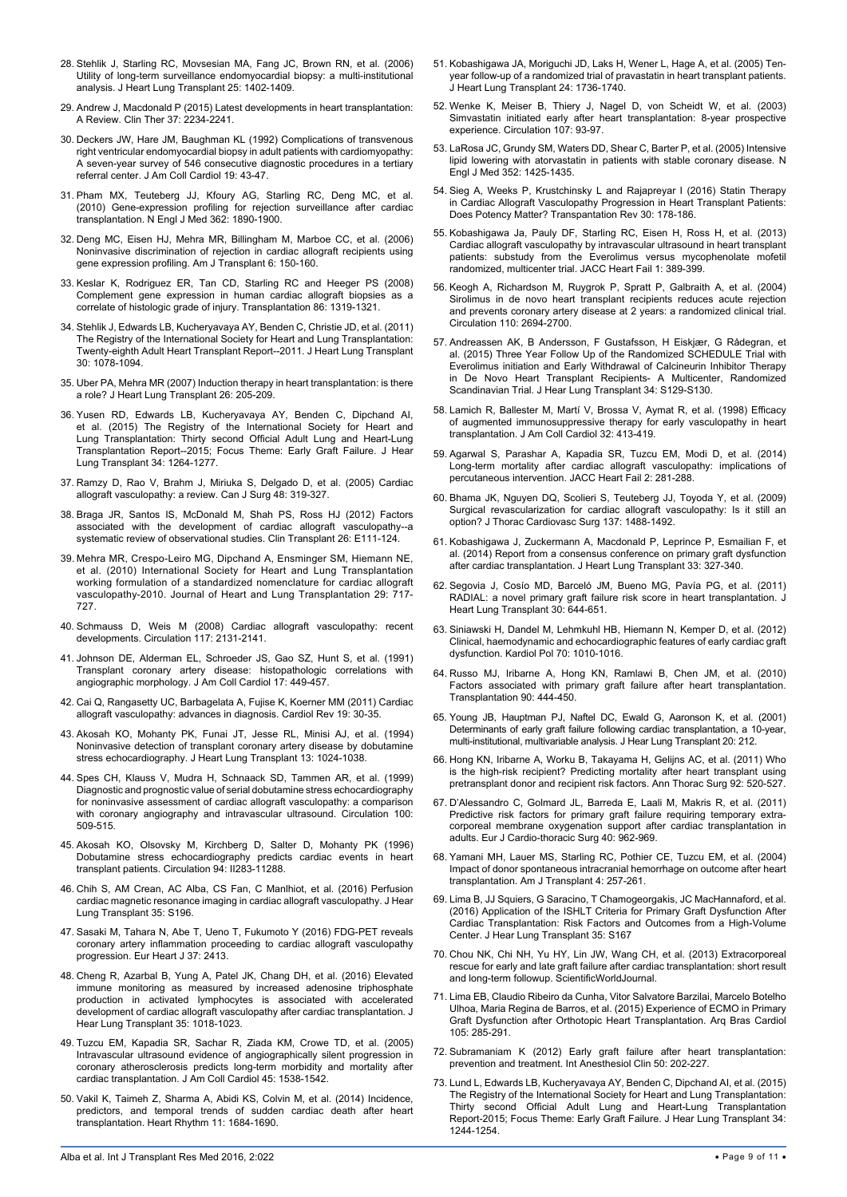28. Stehlik J, Starling RC, Movsesian MA, Fang JC, Brown RN, et al. (2006) Utility of long-term surveillance endomyocardial biopsy: a multi-institutional analysis. J Heart Lung Transplant 25: 1402-1409.

29. Andrew J, Macdonald P (2015) Latest developments in heart transplantation: A Review. Clin Ther 37: 2234-2241.

30. Deckers JW, Hare JM, Baughman KL (1992) Complications of transvenous right ventricular endomyocardial biopsy in adult patients with cardiomyopathy: A seven-year survey of 546 consecutive diagnostic procedures in a tertiary referral center. J Am Coll Cardiol 19: 43-47.

31. Pham MX, Teuteberg JJ, Kfoury AG, Starling RC, Deng MC, et al. (2010) Gene-expression profiling for rejection surveillance after cardiac transplantation. N Engl J Med 362: 1890-1900.

32. Deng MC, Eisen HJ, Mehra MR, Billingham M, Marboe CC, et al. (2006) Noninvasive discrimination of rejection in cardiac allograft recipients using gene expression profiling. Am J Transplant 6: 150-160.

33. Keslar K, Rodriguez ER, Tan CD, Starling RC and Heeger PS (2008) Complement gene expression in human cardiac allograft biopsies as a correlate of histologic grade of injury. Transplantation 86: 1319-1321.

34. Stehlik J, Edwards LB, Kucheryavaya AY, Benden C, Christie JD, et al. (2011) The Registry of the International Society for Heart and Lung Transplantation: Twenty-eighth Adult Heart Transplant Report--2011. J Heart Lung Transplant 30: 1078-1094.

35. Uber PA, Mehra MR (2007) Induction therapy in heart transplantation: is there a role? J Heart Lung Transplant 26: 205-209.

36. Yusen RD, Edwards LB, Kucheryavaya AY, Benden C, Dipchand AI, et al. (2015) The Registry of the International Society for Heart and Lung Transplantation: Thirty second Official Adult Lung and Heart-Lung Transplantation Report--2015; Focus Theme: Early Graft Failure. J Hear Lung Transplant 34: 1264-1277.

37. Ramzy D, Rao V, Brahm J, Miriuka S, Delgado D, et al. (2005) Cardiac allograft vasculopathy: a review. Can J Surg 48: 319-327.

38. Braga JR, Santos IS, McDonald M, Shah PS, Ross HJ (2012) Factors associated with the development of cardiac allograft vasculopathy--a systematic review of observational studies. Clin Transplant 26: E111-124.

39. Mehra MR, Crespo-Leiro MG, Dipchand A, Ensminger SM, Hiemann NE, et al. (2010) International Society for Heart and Lung Transplantation working formulation of a standardized nomenclature for cardiac allograft vasculopathy-2010. Journal of Heart and Lung Transplantation 29: 717-727.

40. Schmauss D, Weis M (2008) Cardiac allograft vasculopathy: recent developments. Circulation 117: 2131-2141.

41. Johnson DE, Alderman EL, Schroeder JS, Gao SZ, Hunt S, et al. (1991) Transplant coronary artery disease: histopathologic correlations with angiographic morphology. J Am Coll Cardiol 17: 449-457.

42. Cai Q, Rangasetty UC, Barbagelata A, Fujise K, Koerner MM (2011) Cardiac allograft vasculopathy: advances in diagnosis. Cardiol Rev 19: 30-35.

43. Akosah KO, Mohanty PK, Funai JT, Jesse RL, Minisi AJ, et al. (1994) Noninvasive detection of transplant coronary artery disease by dobutamine stress echocardiography. J Heart Lung Transplant 13: 1024-1038.

44. Spes CH, Klauss V, Mudra H, Schnaack SD, Tammen AR, et al. (1999) Diagnostic and prognostic value of serial dobutamine stress echocardiography for noninvasive assessment of cardiac allograft vasculopathy: a comparison with coronary angiography and intravascular ultrasound. Circulation 100: 509-515.

45. Akosah KO, Olsovsky M, Kirchberg D, Salter D, Mohanty PK (1996) Dobutamine stress echocardiography predicts cardiac events in heart transplant patients. Circulation 94: II283-11288.

46. Chih S, AM Crean, AC Alba, CS Fan, C Manlhiot, et al. (2016) Perfusion cardiac magnetic resonance imaging in cardiac allograft vasculopathy. J Hear Lung Transplant 35: S196.

47. Sasaki M, Tahara N, Abe T, Ueno T, Fukumoto Y (2016) FDG-PET reveals coronary artery inflammation proceeding to cardiac allograft vasculopathy progression. Eur Heart J 37: 2413.

48. Cheng R, Azarbal B, Yung A, Patel JK, Chang DH, et al. (2016) Elevated immune monitoring as measured by increased adenosine triphosphate production in activated lymphocytes is associated with accelerated development of cardiac allograft vasculopathy after cardiac transplantation. J Hear Lung Transplant 35: 1018-1023.

49. Tuzcu EM, Kapadia SR, Sachar R, Ziada KM, Crowe TD, et al. (2005) Intravascular ultrasound evidence of angiographically silent progression in coronary atherosclerosis predicts long-term morbidity and mortality after cardiac transplantation. J Am Coll Cardiol 45: 1538-1542.

50. Vakil K, Taimeh Z, Sharma A, Abidi KS, Colvin M, et al. (2014) Incidence, predictors, and temporal trends of sudden cardiac death after heart transplantation. Heart Rhythm 11: 1684-1690.

51. Kobashigawa JA, Moriguchi JD, Laks H, Wener L, Hage A, et al. (2005) Ten-year follow-up of a randomized trial of pravastatin in heart transplant patients. J Heart Lung Transplant 24: 1736-1740.

52. Wenke K, Meiser B, Thiery J, Nagel D, von Scheidt W, et al. (2003) Simvastatin initiated early after heart transplantation: 8-year prospective experience. Circulation 107: 93-97.

53. LaRosa JC, Grundy SM, Waters DD, Shear C, Barter P, et al. (2005) Intensive lipid lowering with atorvastatin in patients with stable coronary disease. N Engl J Med 352: 1425-1435.

54. Sieg A, Weeks P, Krustchinsky L and Rajapreyar I (2016) Statin Therapy in Cardiac Allograft Vasculopathy Progression in Heart Transplant Patients: Does Potency Matter? Transpantation Rev 30: 178-186.

55. Kobashigawa Ja, Pauly DF, Starling RC, Eisen H, Ross H, et al. (2013) Cardiac allograft vasculopathy by intravascular ultrasound in heart transplant patients: substudy from the Everolimus versus mycophenolate mofetil randomized, multicenter trial. JACC Heart Fail 1: 389-399.

56. Keogh A, Richardson M, Ruygrok P, Spratt P, Galbraith A, et al. (2004) Sirolimus in de novo heart transplant recipients reduces acute rejection and prevents coronary artery disease at 2 years: a randomized clinical trial. Circulation 110: 2694-2700.

57. Andreassen AK, B Andersson, F Gustafsson, H Eiskjær, G Rådegran, et al. (2015) Three Year Follow Up of the Randomized SCHEDULE Trial with Everolimus initiation and Early Withdrawal of Calcineurin Inhibitor Therapy in De Novo Heart Transplant Recipients- A Multicenter, Randomized Scandinavian Trial. J Hear Lung Transplant 34: S129-S130.

58. Lamich R, Ballester M, Martí V, Brossa V, Aymat R, et al. (1998) Efficacy of augmented immunosuppressive therapy for early vasculopathy in heart transplantation. J Am Coll Cardiol 32: 413-419.

59. Agarwal S, Parashar A, Kapadia SR, Tuzcu EM, Modi D, et al. (2014) Long-term mortality after cardiac allograft vasculopathy: implications of percutaneous intervention. JACC Heart Fail 2: 281-288.

60. Bhama JK, Nguyen DQ, Scolieri S, Teuteberg JJ, Toyoda Y, et al. (2009) Surgical revascularization for cardiac allograft vasculopathy: Is it still an option? J Thorac Cardiovasc Surg 137: 1488-1492.

61. Kobashigawa J, Zuckermann A, Macdonald P, Leprince P, Esmailian F, et al. (2014) Report from a consensus conference on primary graft dysfunction after cardiac transplantation. J Heart Lung Transplant 33: 327-340.

62. Segovia J, Cosío MD, Barceló JM, Bueno MG, Pavía PG, et al. (2011) RADIAL: a novel primary graft failure risk score in heart transplantation. J Heart Lung Transplant 30: 644-651.

63. Siniawski H, Dandel M, Lehmkuhl HB, Hiemann N, Kemper D, et al. (2012) Clinical, haemodynamic and echocardiographic features of early cardiac graft dysfunction. Kardiol Pol 70: 1010-1016.

64. Russo MJ, Iribarne A, Hong KN, Ramlawi B, Chen JM, et al. (2010) Factors associated with primary graft failure after heart transplantation. Transplantation 90: 444-450.

65. Young JB, Hauptman PJ, Naftel DC, Ewald G, Aaronson K, et al. (2001) Determinants of early graft failure following cardiac transplantation, a 10-year, multi-institutional, multivariable analysis. J Hear Lung Transplant 20: 212.

66. Hong KN, Iribarne A, Worku B, Takayama H, Gelijns AC, et al. (2011) Who is the high-risk recipient? Predicting mortality after heart transplant using pretransplant donor and recipient risk factors. Ann Thorac Surg 92: 520-527.

67. D'Alessandro C, Golmard JL, Barreda E, Laali M, Makris R, et al. (2011) Predictive risk factors for primary graft failure requiring temporary extra-corporeal membrane oxygenation support after cardiac transplantation in adults. Eur J Cardio-thoracic Surg 40: 962-969.

68. Yamani MH, Lauer MS, Starling RC, Pothier CE, Tuzcu EM, et al. (2004) Impact of donor spontaneous intracranial hemorrhage on outcome after heart transplantation. Am J Transplant 4: 257-261.

69. Lima B, JJ Squiers, G Saracino, T Chamogeorgakis, JC MacHannaford, et al. (2016) Application of the ISHLT Criteria for Primary Graft Dysfunction After Cardiac Transplantation: Risk Factors and Outcomes from a High-Volume Center. J Hear Lung Transplant 35: S167

70. Chou NK, Chi NH, Yu HY, Lin JW, Wang CH, et al. (2013) Extracorporeal rescue for early and late graft failure after cardiac transplantation: short result and long-term followup. ScientificWorldJournal.

71. Lima EB, Claudio Ribeiro da Cunha, Vitor Salvatore Barzilai, Marcelo Botelho Ulhoa, Maria Regina de Barros, et al. (2015) Experience of ECMO in Primary Graft Dysfunction after Orthotopic Heart Transplantation. Arq Bras Cardiol 105: 285-291.

72. Subramaniam K (2012) Early graft failure after heart transplantation: prevention and treatment. Int Anesthesiol Clin 50: 202-227.

73. Lund L, Edwards LB, Kucheryavaya AY, Benden C, Dipchand AI, et al. (2015) The Registry of the International Society for Heart and Lung Transplantation: Thirty second Official Adult Lung and Heart-Lung Transplantation Report-2015; Focus Theme: Early Graft Failure. J Hear Lung Transplant 34: 1244-1254.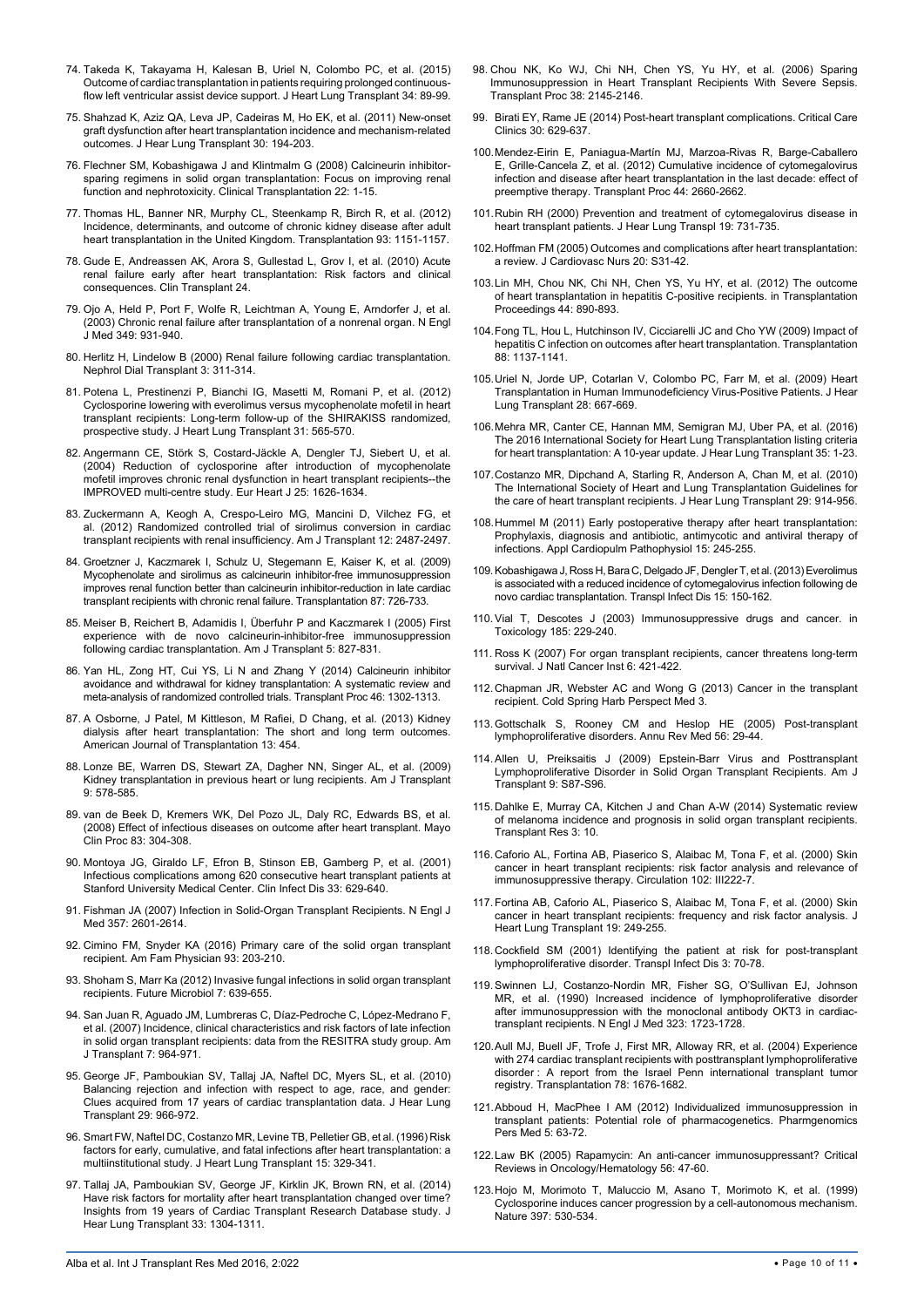74. Takeda K, Takayama H, Kalesan B, Uriel N, Colombo PC, et al. (2015) Outcome of cardiac transplantation in patients requiring prolonged continuous-flow left ventricular assist device support. J Heart Lung Transplant 34: 89-99.

75. Shahzad K, Aziz QA, Leva JP, Cadeiras M, Ho EK, et al. (2011) New-onset graft dysfunction after heart transplantation incidence and mechanism-related outcomes. J Hear Lung Transplant 30: 194-203.

76. Flechner SM, Kobashigawa J and Klintmalm G (2008) Calcineurin inhibitor-sparing regimens in solid organ transplantation: Focus on improving renal function and nephrotoxicity. Clinical Transplantation 22: 1-15.

77. Thomas HL, Banner NR, Murphy CL, Steenkamp R, Birch R, et al. (2012) Incidence, determinants, and outcome of chronic kidney disease after adult heart transplantation in the United Kingdom. Transplantation 93: 1151-1157.

78. Gude E, Andreassen AK, Arora S, Gullestad L, Grov I, et al. (2010) Acute renal failure early after heart transplantation: Risk factors and clinical consequences. Clin Transplant 24.

79. Ojo A, Held P, Port F, Wolfe R, Leichtman A, Young E, Arndorfer J, et al. (2003) Chronic renal failure after transplantation of a nonrenal organ. N Engl J Med 349: 931-940.

80. Herlitz H, Lindelow B (2000) Renal failure following cardiac transplantation. Nephrol Dial Transplant 3: 311-314.

81. Potena L, Prestinenzi P, Bianchi IG, Masetti M, Romani P, et al. (2012) Cyclosporine lowering with everolimus versus mycophenolate mofetil in heart transplant recipients: Long-term follow-up of the SHIRAKISS randomized, prospective study. J Heart Lung Transplant 31: 565-570.

82. Angermann CE, Störk S, Costard-Jäckle A, Dengler TJ, Siebert U, et al. (2004) Reduction of cyclosporine after introduction of mycophenolate mofetil improves chronic renal dysfunction in heart transplant recipients--the IMPROVED multi-centre study. Eur Heart J 25: 1626-1634.

83. Zuckermann A, Keogh A, Crespo-Leiro MG, Mancini D, Vilchez FG, et al. (2012) Randomized controlled trial of sirolimus conversion in cardiac transplant recipients with renal insufficiency. Am J Transplant 12: 2487-2497.

84. Groetzner J, Kaczmarek I, Schulz U, Stegemann E, Kaiser K, et al. (2009) Mycophenolate and sirolimus as calcineurin inhibitor-free immunosuppression improves renal function better than calcineurin inhibitor-reduction in late cardiac transplant recipients with chronic renal failure. Transplantation 87: 726-733.

85. Meiser B, Reichert B, Adamidis I, Überfuhr P and Kaczmarek I (2005) First experience with de novo calcineurin-inhibitor-free immunosuppression following cardiac transplantation. Am J Transplant 5: 827-831.

86. Yan HL, Zong HT, Cui YS, Li N and Zhang Y (2014) Calcineurin inhibitor avoidance and withdrawal for kidney transplantation: A systematic review and meta-analysis of randomized controlled trials. Transplant Proc 46: 1302-1313.

87. A Osborne, J Patel, M Kittleson, M Rafiei, D Chang, et al. (2013) Kidney dialysis after heart transplantation: The short and long term outcomes. American Journal of Transplantation 13: 454.

88. Lonze BE, Warren DS, Stewart ZA, Dagher NN, Singer AL, et al. (2009) Kidney transplantation in previous heart or lung recipients. Am J Transplant 9: 578-585.

89. van de Beek D, Kremers WK, Del Pozo JL, Daly RC, Edwards BS, et al. (2008) Effect of infectious diseases on outcome after heart transplant. Mayo Clin Proc 83: 304-308.

90. Montoya JG, Giraldo LF, Efron B, Stinson EB, Gamberg P, et al. (2001) Infectious complications among 620 consecutive heart transplant patients at Stanford University Medical Center. Clin Infect Dis 33: 629-640.

91. Fishman JA (2007) Infection in Solid-Organ Transplant Recipients. N Engl J Med 357: 2601-2614.

92. Cimino FM, Snyder KA (2016) Primary care of the solid organ transplant recipient. Am Fam Physician 93: 203-210.

93. Shoham S, Marr Ka (2012) Invasive fungal infections in solid organ transplant recipients. Future Microbiol 7: 639-655.

94. San Juan R, Aguado JM, Lumbreras C, Díaz-Pedroche C, López-Medrano F, et al. (2007) Incidence, clinical characteristics and risk factors of late infection in solid organ transplant recipients: data from the RESITRA study group. Am J Transplant 7: 964-971.

95. George JF, Pamboukian SV, Tallaj JA, Naftel DC, Myers SL, et al. (2010) Balancing rejection and infection with respect to age, race, and gender: Clues acquired from 17 years of cardiac transplantation data. J Hear Lung Transplant 29: 966-972.

96. Smart FW, Naftel DC, Costanzo MR, Levine TB, Pelletier GB, et al. (1996) Risk factors for early, cumulative, and fatal infections after heart transplantation: a multiinstitutional study. J Heart Lung Transplant 15: 329-341.

97. Tallaj JA, Pamboukian SV, George JF, Kirklin JK, Brown RN, et al. (2014) Have risk factors for mortality after heart transplantation changed over time? Insights from 19 years of Cardiac Transplant Research Database study. J Hear Lung Transplant 33: 1304-1311.

98. Chou NK, Ko WJ, Chi NH, Chen YS, Yu HY, et al. (2006) Sparing Immunosuppression in Heart Transplant Recipients With Severe Sepsis. Transplant Proc 38: 2145-2146.

99. Birati EY, Rame JE (2014) Post-heart transplant complications. Critical Care Clinics 30: 629-637.

100. Mendez-Eirin E, Paniagua-Martín MJ, Marzoa-Rivas R, Barge-Caballero E, Grille-Cancela Z, et al. (2012) Cumulative incidence of cytomegalovirus infection and disease after heart transplantation in the last decade: effect of preemptive therapy. Transplant Proc 44: 2660-2662.

101. Rubin RH (2000) Prevention and treatment of cytomegalovirus disease in heart transplant patients. J Hear Lung Transpl 19: 731-735.

102. Hoffman FM (2005) Outcomes and complications after heart transplantation: a review. J Cardiovasc Nurs 20: S31-42.

103. Lin MH, Chou NK, Chi NH, Chen YS, Yu HY, et al. (2012) The outcome of heart transplantation in hepatitis C-positive recipients. in Transplantation Proceedings 44: 890-893.

104. Fong TL, Hou L, Hutchinson IV, Cicciarelli JC and Cho YW (2009) Impact of hepatitis C infection on outcomes after heart transplantation. Transplantation 88: 1137-1141.

105. Uriel N, Jorde UP, Cotarlan V, Colombo PC, Farr M, et al. (2009) Heart Transplantation in Human Immunodeficiency Virus-Positive Patients. J Hear Lung Transplant 28: 667-669.

106. Mehra MR, Canter CE, Hannan MM, Semigran MJ, Uber PA, et al. (2016) The 2016 International Society for Heart Lung Transplantation listing criteria for heart transplantation: A 10-year update. J Hear Lung Transplant 35: 1-23.

107. Costanzo MR, Dipchand A, Starling R, Anderson A, Chan M, et al. (2010) The International Society of Heart and Lung Transplantation Guidelines for the care of heart transplant recipients. J Hear Lung Transplant 29: 914-956.

108. Hummel M (2011) Early postoperative therapy after heart transplantation: Prophylaxis, diagnosis and antibiotic, antimycotic and antiviral therapy of infections. Appl Cardiopulm Pathophysiol 15: 245-255.

109. Kobashigawa J, Ross H, Bara C, Delgado JF, Dengler T, et al. (2013) Everolimus is associated with a reduced incidence of cytomegalovirus infection following de novo cardiac transplantation. Transpl Infect Dis 15: 150-162.

110. Vial T, Descotes J (2003) Immunosuppressive drugs and cancer. in Toxicology 185: 229-240.

111. Ross K (2007) For organ transplant recipients, cancer threatens long-term survival. J Natl Cancer Inst 6: 421-422.

112. Chapman JR, Webster AC and Wong G (2013) Cancer in the transplant recipient. Cold Spring Harb Perspect Med 3.

113. Gottschalk S, Rooney CM and Heslop HE (2005) Post-transplant lymphoproliferative disorders. Annu Rev Med 56: 29-44.

114. Allen U, Preiksaitis J (2009) Epstein-Barr Virus and Posttransplant Lymphoproliferative Disorder in Solid Organ Transplant Recipients. Am J Transplant 9: S87-S96.

115. Dahlke E, Murray CA, Kitchen J and Chan A-W (2014) Systematic review of melanoma incidence and prognosis in solid organ transplant recipients. Transplant Res 3: 10.

116. Caforio AL, Fortina AB, Piaserico S, Alaibac M, Tona F, et al. (2000) Skin cancer in heart transplant recipients: risk factor analysis and relevance of immunosuppressive therapy. Circulation 102: III222-7.

117. Fortina AB, Caforio AL, Piaserico S, Alaibac M, Tona F, et al. (2000) Skin cancer in heart transplant recipients: frequency and risk factor analysis. J Heart Lung Transplant 19: 249-255.

118. Cockfield SM (2001) Identifying the patient at risk for post-transplant lymphoproliferative disorder. Transpl Infect Dis 3: 70-78.

119. Swinnen LJ, Costanzo-Nordin MR, Fisher SG, O'Sullivan EJ, Johnson MR, et al. (1990) Increased incidence of lymphoproliferative disorder after immunosuppression with the monoclonal antibody OKT3 in cardiac-transplant recipients. N Engl J Med 323: 1723-1728.

120. Aull MJ, Buell JF, Trofe J, First MR, Alloway RR, et al. (2004) Experience with 274 cardiac transplant recipients with posttransplant lymphoproliferative disorder : A report from the Israel Penn international transplant tumor registry. Transplantation 78: 1676-1682.

121. Abboud H, MacPhee I AM (2012) Individualized immunosuppression in transplant patients: Potential role of pharmacogenetics. Pharmgenomics Pers Med 5: 63-72.

122. Law BK (2005) Rapamycin: An anti-cancer immunosuppressant? Critical Reviews in Oncology/Hematology 56: 47-60.

123. Hojo M, Morimoto T, Maluccio M, Asano T, Morimoto K, et al. (1999) Cyclosporine induces cancer progression by a cell-autonomous mechanism. Nature 397: 530-534.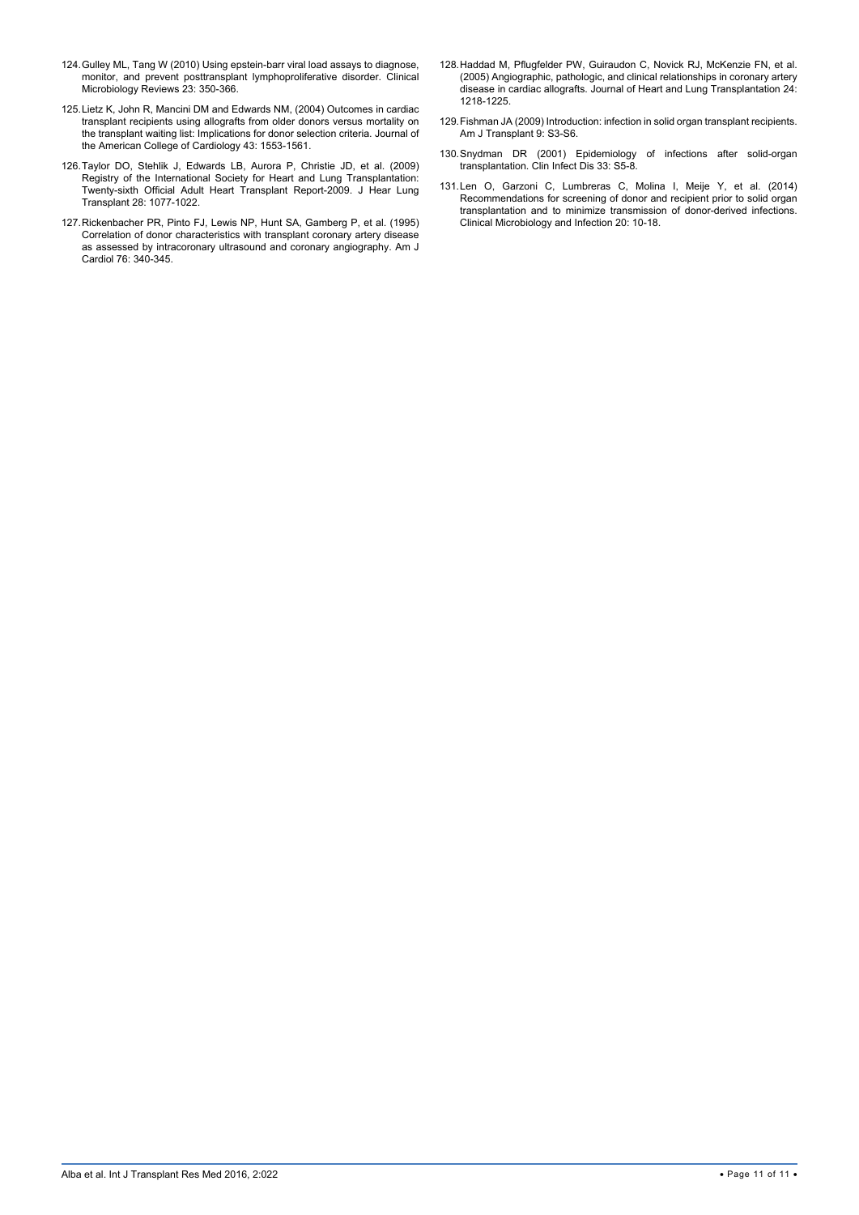124. Gulley ML, Tang W (2010) Using epstein-barr viral load assays to diagnose, monitor, and prevent posttransplant lymphoproliferative disorder. Clinical Microbiology Reviews 23: 350-366.

125. Lietz K, John R, Mancini DM and Edwards NM, (2004) Outcomes in cardiac transplant recipients using allografts from older donors versus mortality on the transplant waiting list: Implications for donor selection criteria. Journal of the American College of Cardiology 43: 1553-1561.

126. Taylor DO, Stehlik J, Edwards LB, Aurora P, Christie JD, et al. (2009) Registry of the International Society for Heart and Lung Transplantation: Twenty-sixth Official Adult Heart Transplant Report-2009. J Hear Lung Transplant 28: 1077-1022.

127. Rickenbacher PR, Pinto FJ, Lewis NP, Hunt SA, Gamberg P, et al. (1995) Correlation of donor characteristics with transplant coronary artery disease as assessed by intracoronary ultrasound and coronary angiography. Am J Cardiol 76: 340-345.

128. Haddad M, Pflugfelder PW, Guiraudon C, Novick RJ, McKenzie FN, et al. (2005) Angiographic, pathologic, and clinical relationships in coronary artery disease in cardiac allografts. Journal of Heart and Lung Transplantation 24: 1218-1225.

129. Fishman JA (2009) Introduction: infection in solid organ transplant recipients. Am J Transplant 9: S3-S6.

130. Snydman DR (2001) Epidemiology of infections after solid-organ transplantation. Clin Infect Dis 33: S5-8.

131. Len O, Garzoni C, Lumbreras C, Molina I, Meije Y, et al. (2014) Recommendations for screening of donor and recipient prior to solid organ transplantation and to minimize transmission of donor-derived infections. Clinical Microbiology and Infection 20: 10-18.